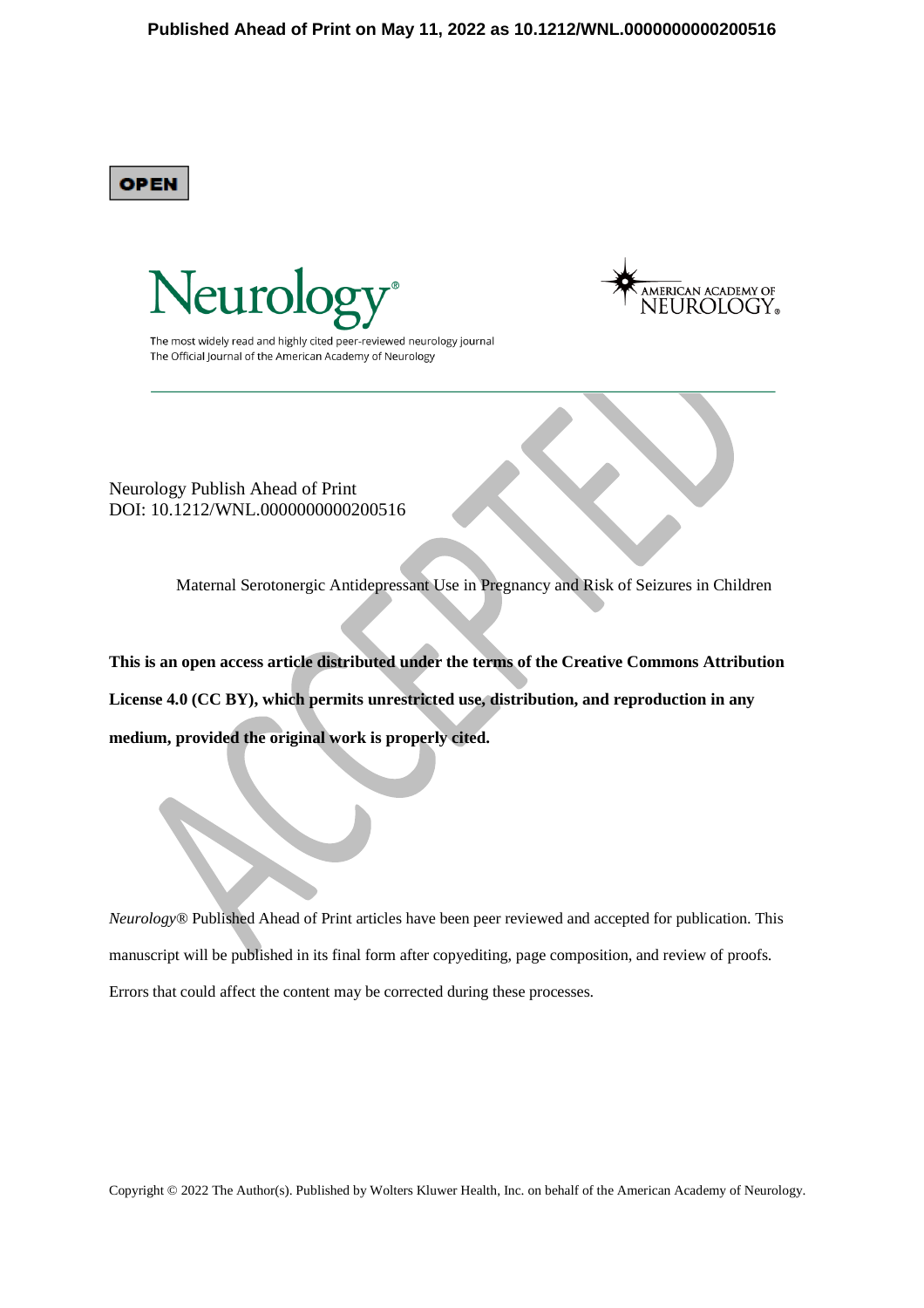**OPEN**

Neurology Publish Ahead of Print
DOI: 10.1212/WNL.0000000000200516

# Maternal Serotonergic Antidepressant Use in Pregnancy and Risk of Seizures in Children

**This is an open access article distributed under the terms of the Creative Commons Attribution License 4.0 (CC BY), which permits unrestricted use, distribution, and reproduction in any medium, provided the original work is properly cited.**

*Neurology*® Published Ahead of Print articles have been peer reviewed and accepted for publication. This manuscript will be published in its final form after copyediting, page composition, and review of proofs. Errors that could affect the content may be corrected during these processes.

Copyright © 2022 The Author(s). Published by Wolters Kluwer Health, Inc. on behalf of the American Academy of Neurology.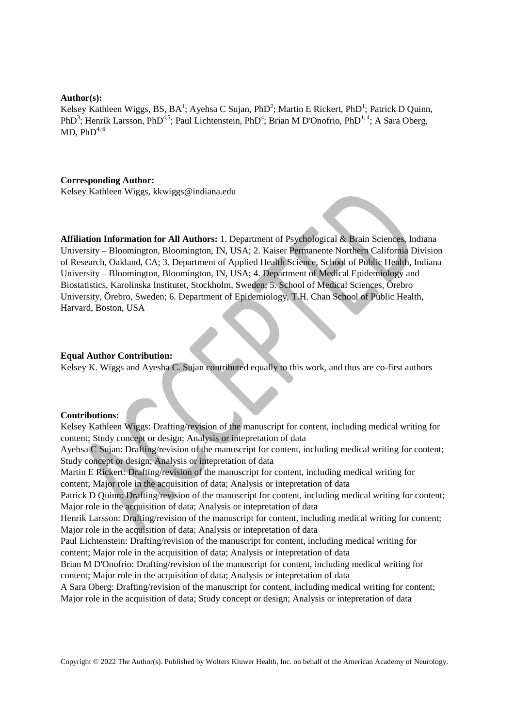**Author(s):**
Kelsey Kathleen Wiggs, BS, BA[1]; Ayehsa C Sujan, PhD[2]; Martin E Rickert, PhD[1]; Patrick D Quinn, PhD[3]; Henrik Larsson, PhD[4,5]; Paul Lichtenstein, PhD[4]; Brian M D'Onofrio, PhD[1, 4]; A Sara Oberg, MD, PhD[4, 6]

**Corresponding Author:**
Kelsey Kathleen Wiggs, kkwiggs@indiana.edu

**Affiliation Information for All Authors:** 1. Department of Psychological & Brain Sciences, Indiana University – Bloomington, Bloomington, IN, USA; 2. Kaiser Permanente Northern California Division of Research, Oakland, CA; 3. Department of Applied Health Science, School of Public Health, Indiana University – Bloomington, Bloomington, IN, USA; 4. Department of Medical Epidemiology and Biostatistics, Karolinska Institutet, Stockholm, Sweden; 5. School of Medical Sciences, Örebro University, Örebro, Sweden; 6. Department of Epidemiology, T.H. Chan School of Public Health, Harvard, Boston, USA

**Equal Author Contribution:**
Kelsey K. Wiggs and Ayesha C. Sujan contributed equally to this work, and thus are co-first authors

**Contributions:**
Kelsey Kathleen Wiggs: Drafting/revision of the manuscript for content, including medical writing for content; Study concept or design; Analysis or intepretation of data
Ayehsa C Sujan: Drafting/revision of the manuscript for content, including medical writing for content; Study concept or design; Analysis or intepretation of data
Martin E Rickert: Drafting/revision of the manuscript for content, including medical writing for content; Major role in the acquisition of data; Analysis or intepretation of data
Patrick D Quinn: Drafting/revision of the manuscript for content, including medical writing for content; Major role in the acquisition of data; Analysis or intepretation of data
Henrik Larsson: Drafting/revision of the manuscript for content, including medical writing for content; Major role in the acquisition of data; Analysis or intepretation of data
Paul Lichtenstein: Drafting/revision of the manuscript for content, including medical writing for content; Major role in the acquisition of data; Analysis or intepretation of data
Brian M D'Onofrio: Drafting/revision of the manuscript for content, including medical writing for content; Major role in the acquisition of data; Analysis or intepretation of data
A Sara Oberg: Drafting/revision of the manuscript for content, including medical writing for content; Major role in the acquisition of data; Study concept or design; Analysis or intepretation of data

Copyright © 2022 The Author(s). Published by Wolters Kluwer Health, Inc. on behalf of the American Academy of Neurology.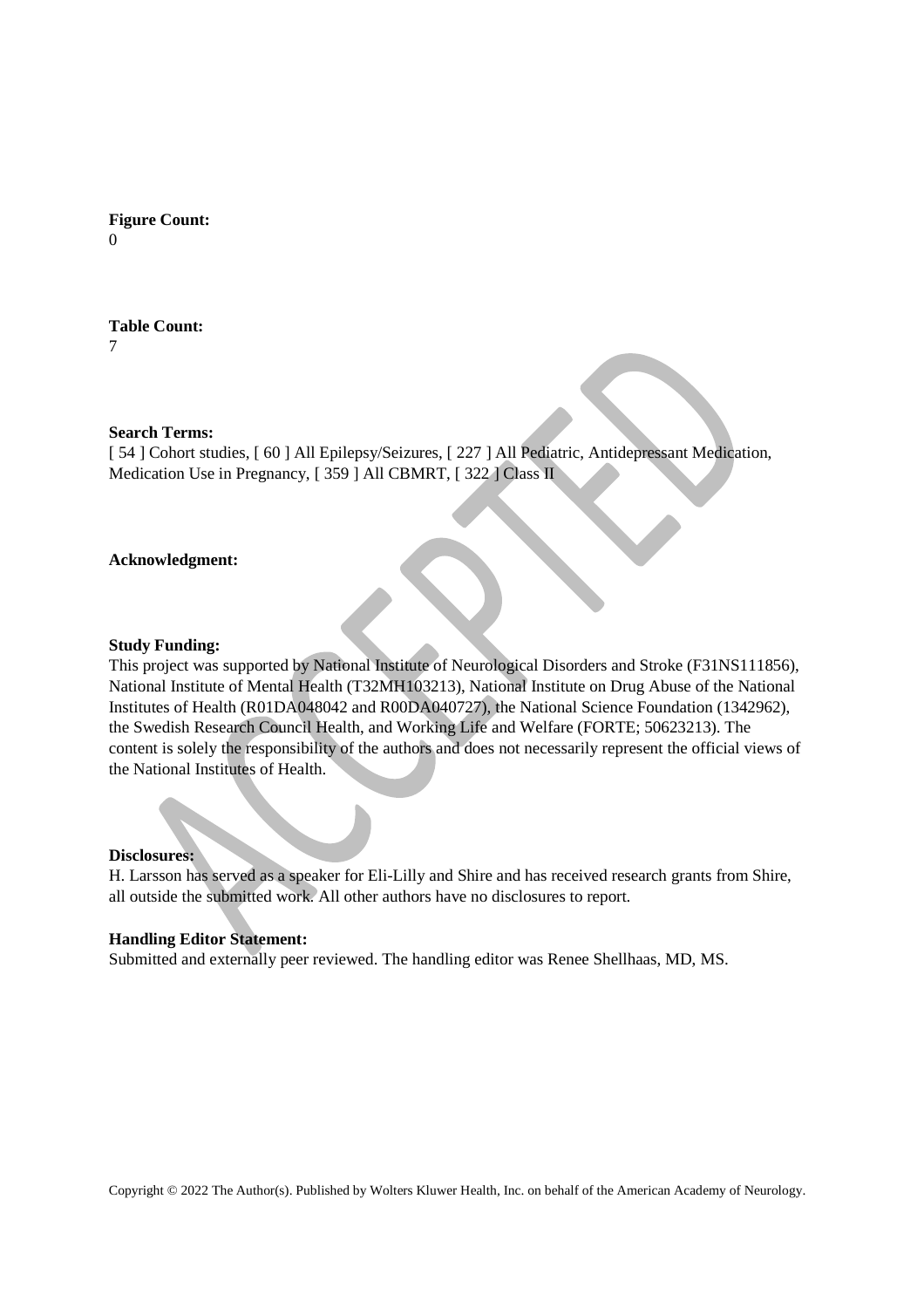**Figure Count:**
0

**Table Count:**
7

**Search Terms:**
[ 54 ] Cohort studies, [ 60 ] All Epilepsy/Seizures, [ 227 ] All Pediatric, Antidepressant Medication, Medication Use in Pregnancy, [ 359 ] All CBMRT, [ 322 ] Class II

**Acknowledgment:**

**Study Funding:**
This project was supported by National Institute of Neurological Disorders and Stroke (F31NS111856), National Institute of Mental Health (T32MH103213), National Institute on Drug Abuse of the National Institutes of Health (R01DA048042 and R00DA040727), the National Science Foundation (1342962), the Swedish Research Council Health, and Working Life and Welfare (FORTE; 50623213). The content is solely the responsibility of the authors and does not necessarily represent the official views of the National Institutes of Health.

**Disclosures:**
H. Larsson has served as a speaker for Eli-Lilly and Shire and has received research grants from Shire, all outside the submitted work. All other authors have no disclosures to report.

**Handling Editor Statement:**
Submitted and externally peer reviewed. The handling editor was Renee Shellhaas, MD, MS.

Copyright © 2022 The Author(s). Published by Wolters Kluwer Health, Inc. on behalf of the American Academy of Neurology.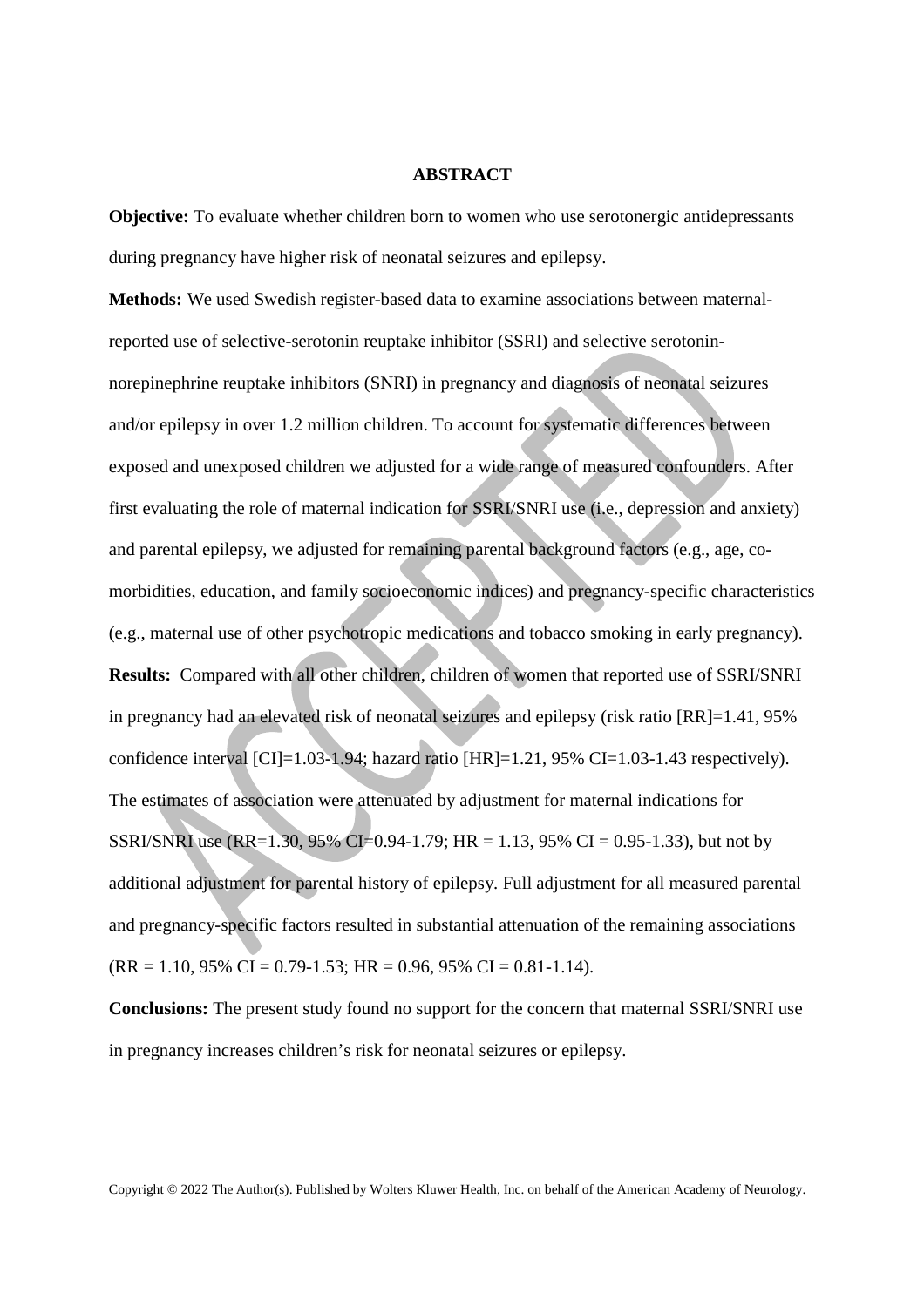# ABSTRACT

**Objective:** To evaluate whether children born to women who use serotonergic antidepressants during pregnancy have higher risk of neonatal seizures and epilepsy.

**Methods:** We used Swedish register-based data to examine associations between maternal-reported use of selective-serotonin reuptake inhibitor (SSRI) and selective serotonin-norepinephrine reuptake inhibitors (SNRI) in pregnancy and diagnosis of neonatal seizures and/or epilepsy in over 1.2 million children. To account for systematic differences between exposed and unexposed children we adjusted for a wide range of measured confounders. After first evaluating the role of maternal indication for SSRI/SNRI use (i.e., depression and anxiety) and parental epilepsy, we adjusted for remaining parental background factors (e.g., age, co-morbidities, education, and family socioeconomic indices) and pregnancy-specific characteristics (e.g., maternal use of other psychotropic medications and tobacco smoking in early pregnancy).

**Results:** Compared with all other children, children of women that reported use of SSRI/SNRI in pregnancy had an elevated risk of neonatal seizures and epilepsy (risk ratio [RR]=1.41, 95% confidence interval [CI]=1.03-1.94; hazard ratio [HR]=1.21, 95% CI=1.03-1.43 respectively). The estimates of association were attenuated by adjustment for maternal indications for SSRI/SNRI use (RR=1.30, 95% CI=0.94-1.79; HR = 1.13, 95% CI = 0.95-1.33), but not by additional adjustment for parental history of epilepsy. Full adjustment for all measured parental and pregnancy-specific factors resulted in substantial attenuation of the remaining associations (RR = 1.10, 95% CI = 0.79-1.53; HR = 0.96, 95% CI = 0.81-1.14).

**Conclusions:** The present study found no support for the concern that maternal SSRI/SNRI use in pregnancy increases children's risk for neonatal seizures or epilepsy.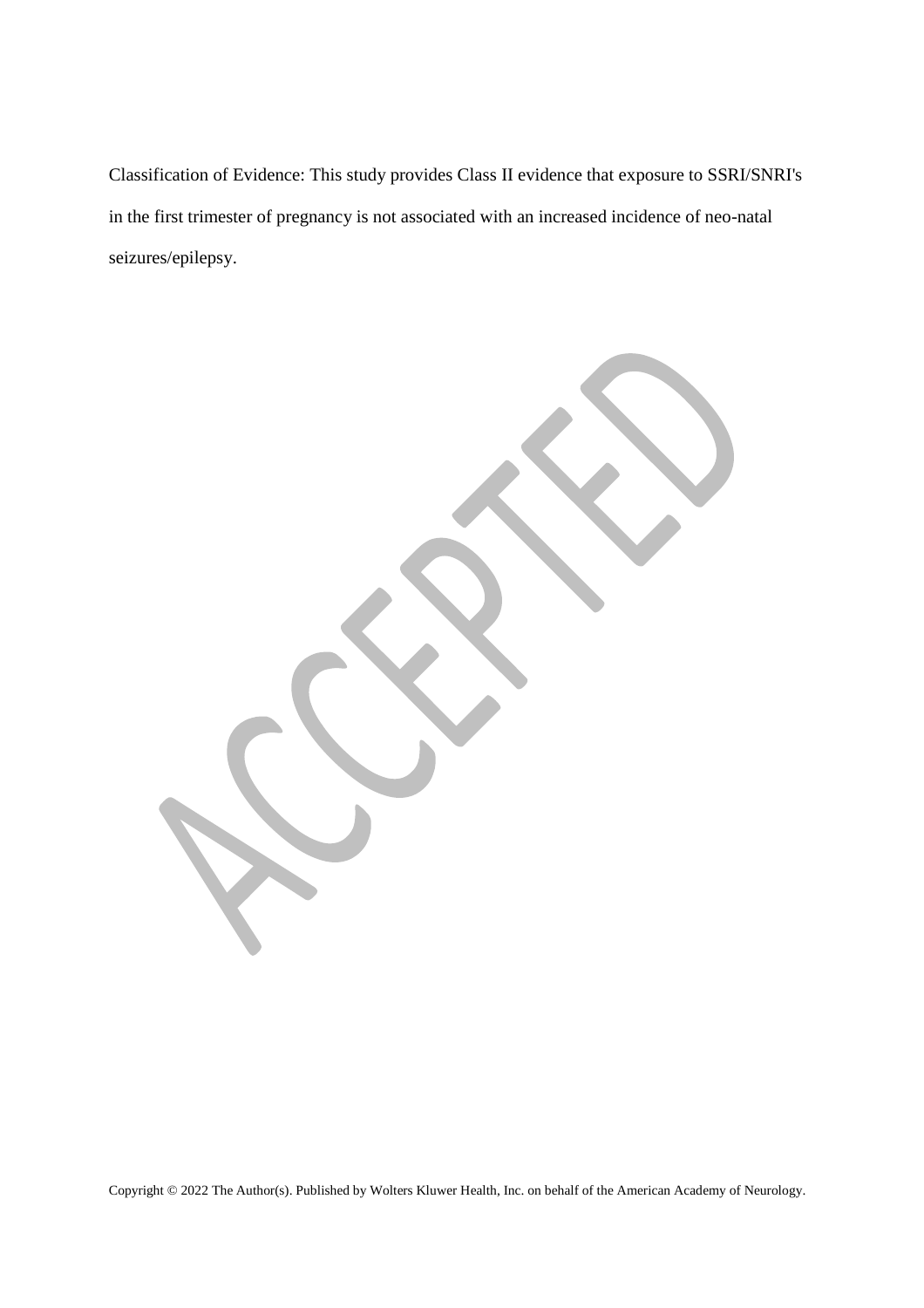Classification of Evidence: This study provides Class II evidence that exposure to SSRI/SNRI's in the first trimester of pregnancy is not associated with an increased incidence of neo-natal seizures/epilepsy.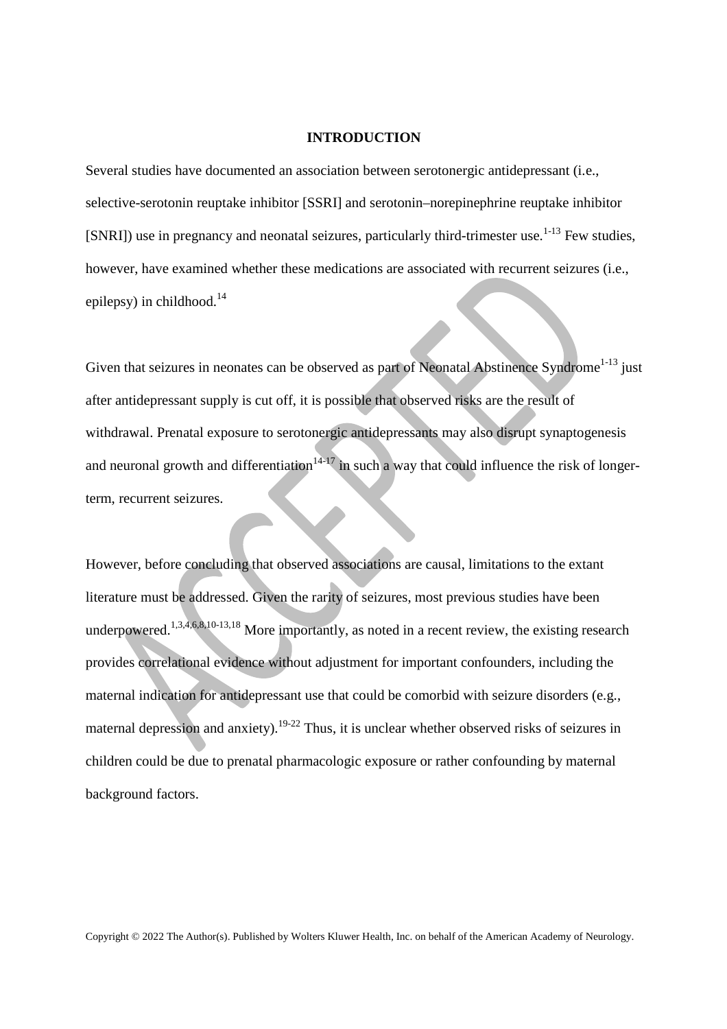## INTRODUCTION

Several studies have documented an association between serotonergic antidepressant (i.e., selective-serotonin reuptake inhibitor [SSRI] and serotonin–norepinephrine reuptake inhibitor [SNRI]) use in pregnancy and neonatal seizures, particularly third-trimester use.[1-13] Few studies, however, have examined whether these medications are associated with recurrent seizures (i.e., epilepsy) in childhood.[14]

Given that seizures in neonates can be observed as part of Neonatal Abstinence Syndrome[1-13] just after antidepressant supply is cut off, it is possible that observed risks are the result of withdrawal. Prenatal exposure to serotonergic antidepressants may also disrupt synaptogenesis and neuronal growth and differentiation[14-17] in such a way that could influence the risk of longer-term, recurrent seizures.

However, before concluding that observed associations are causal, limitations to the extant literature must be addressed. Given the rarity of seizures, most previous studies have been underpowered.[1,3,4,6,8,10-13,18] More importantly, as noted in a recent review, the existing research provides correlational evidence without adjustment for important confounders, including the maternal indication for antidepressant use that could be comorbid with seizure disorders (e.g., maternal depression and anxiety).[19-22] Thus, it is unclear whether observed risks of seizures in children could be due to prenatal pharmacologic exposure or rather confounding by maternal background factors.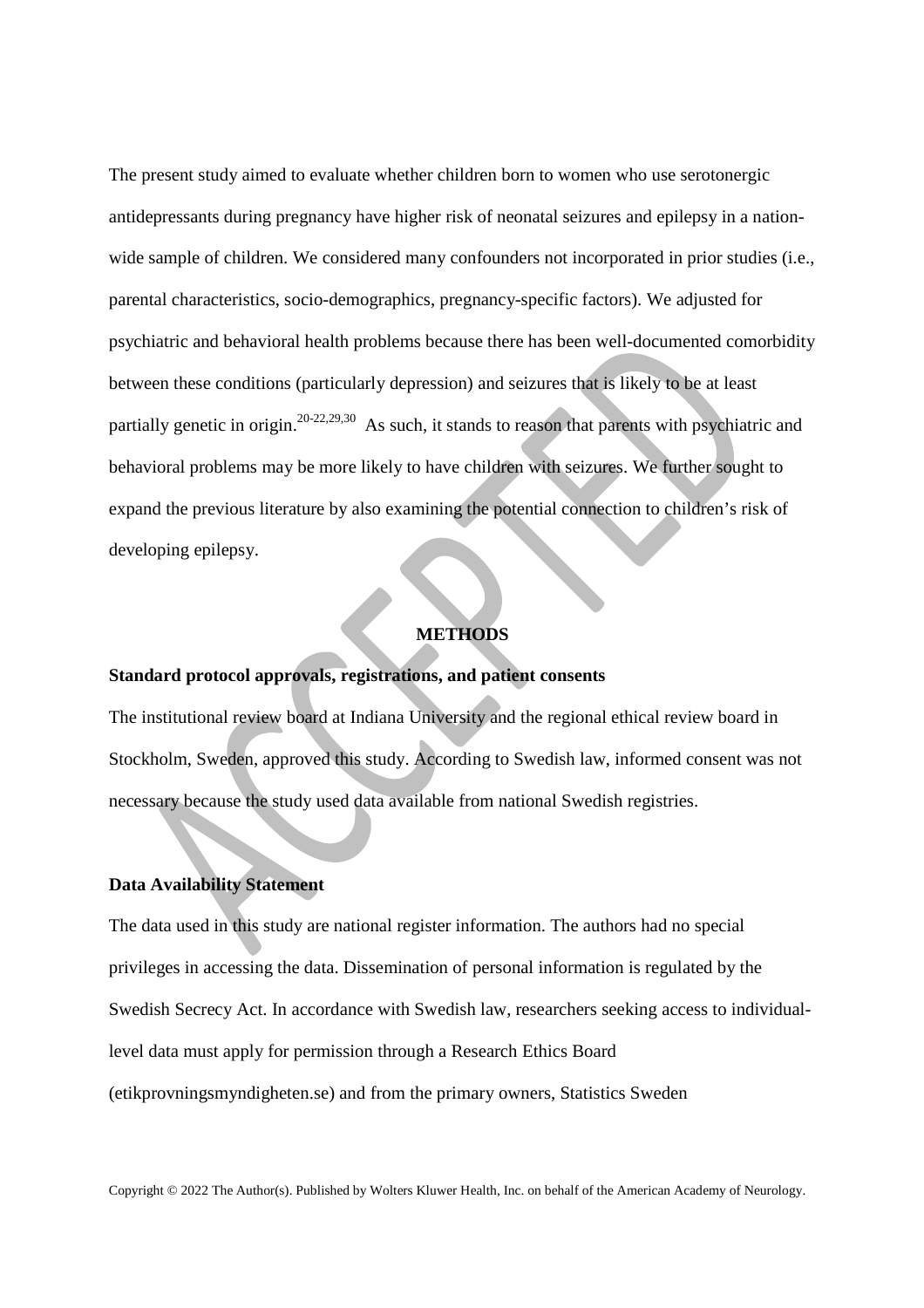The present study aimed to evaluate whether children born to women who use serotonergic antidepressants during pregnancy have higher risk of neonatal seizures and epilepsy in a nation-wide sample of children. We considered many confounders not incorporated in prior studies (i.e., parental characteristics, socio-demographics, pregnancy-specific factors). We adjusted for psychiatric and behavioral health problems because there has been well-documented comorbidity between these conditions (particularly depression) and seizures that is likely to be at least partially genetic in origin.[20-22,29,30] As such, it stands to reason that parents with psychiatric and behavioral problems may be more likely to have children with seizures. We further sought to expand the previous literature by also examining the potential connection to children's risk of developing epilepsy.

## METHODS

### Standard protocol approvals, registrations, and patient consents

The institutional review board at Indiana University and the regional ethical review board in Stockholm, Sweden, approved this study. According to Swedish law, informed consent was not necessary because the study used data available from national Swedish registries.

### Data Availability Statement

The data used in this study are national register information. The authors had no special privileges in accessing the data. Dissemination of personal information is regulated by the Swedish Secrecy Act. In accordance with Swedish law, researchers seeking access to individual-level data must apply for permission through a Research Ethics Board (etikprovningsmyndigheten.se) and from the primary owners, Statistics Sweden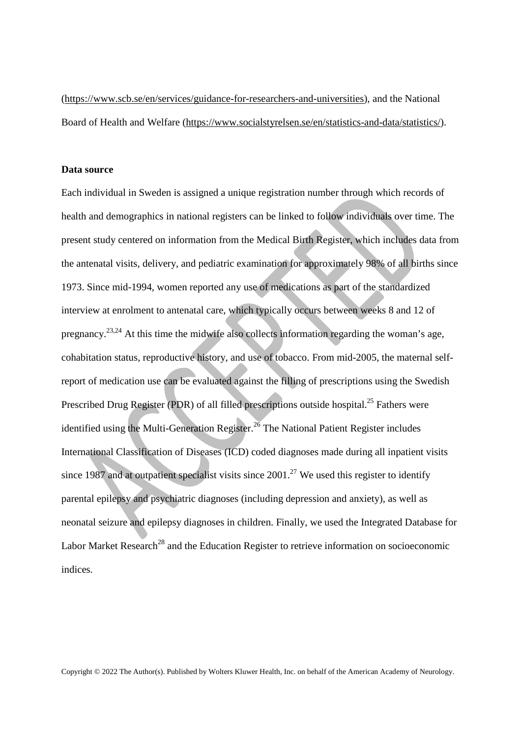(https://www.scb.se/en/services/guidance-for-researchers-and-universities), and the National Board of Health and Welfare (https://www.socialstyrelsen.se/en/statistics-and-data/statistics/).

**Data source**

Each individual in Sweden is assigned a unique registration number through which records of health and demographics in national registers can be linked to follow individuals over time. The present study centered on information from the Medical Birth Register, which includes data from the antenatal visits, delivery, and pediatric examination for approximately 98% of all births since 1973. Since mid-1994, women reported any use of medications as part of the standardized interview at enrolment to antenatal care, which typically occurs between weeks 8 and 12 of pregnancy.[23,24] At this time the midwife also collects information regarding the woman's age, cohabitation status, reproductive history, and use of tobacco. From mid-2005, the maternal self-report of medication use can be evaluated against the filling of prescriptions using the Swedish Prescribed Drug Register (PDR) of all filled prescriptions outside hospital.[25] Fathers were identified using the Multi-Generation Register.[26] The National Patient Register includes International Classification of Diseases (ICD) coded diagnoses made during all inpatient visits since 1987 and at outpatient specialist visits since 2001.[27] We used this register to identify parental epilepsy and psychiatric diagnoses (including depression and anxiety), as well as neonatal seizure and epilepsy diagnoses in children. Finally, we used the Integrated Database for Labor Market Research[28] and the Education Register to retrieve information on socioeconomic indices.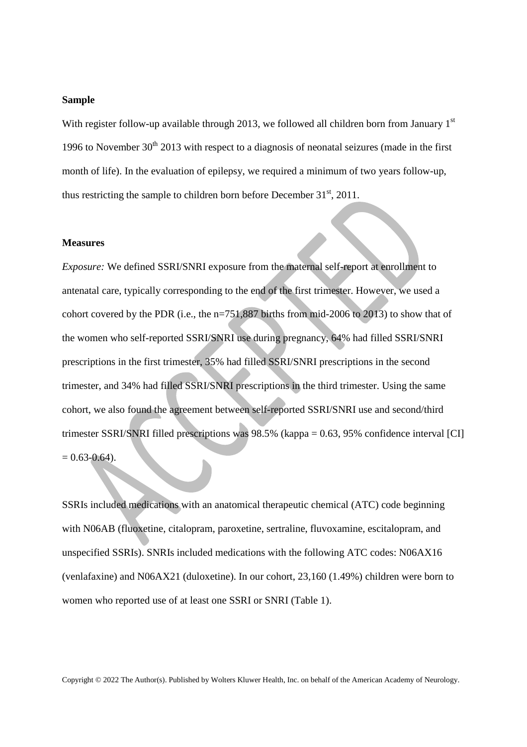**Sample**

With register follow-up available through 2013, we followed all children born from January 1st 1996 to November 30th 2013 with respect to a diagnosis of neonatal seizures (made in the first month of life). In the evaluation of epilepsy, we required a minimum of two years follow-up, thus restricting the sample to children born before December 31st, 2011.

**Measures**

*Exposure:* We defined SSRI/SNRI exposure from the maternal self-report at enrollment to antenatal care, typically corresponding to the end of the first trimester. However, we used a cohort covered by the PDR (i.e., the n=751,887 births from mid-2006 to 2013) to show that of the women who self-reported SSRI/SNRI use during pregnancy, 64% had filled SSRI/SNRI prescriptions in the first trimester, 35% had filled SSRI/SNRI prescriptions in the second trimester, and 34% had filled SSRI/SNRI prescriptions in the third trimester. Using the same cohort, we also found the agreement between self-reported SSRI/SNRI use and second/third trimester SSRI/SNRI filled prescriptions was 98.5% (kappa = 0.63, 95% confidence interval [CI] = 0.63-0.64).

SSRIs included medications with an anatomical therapeutic chemical (ATC) code beginning with N06AB (fluoxetine, citalopram, paroxetine, sertraline, fluvoxamine, escitalopram, and unspecified SSRIs). SNRIs included medications with the following ATC codes: N06AX16 (venlafaxine) and N06AX21 (duloxetine). In our cohort, 23,160 (1.49%) children were born to women who reported use of at least one SSRI or SNRI (Table 1).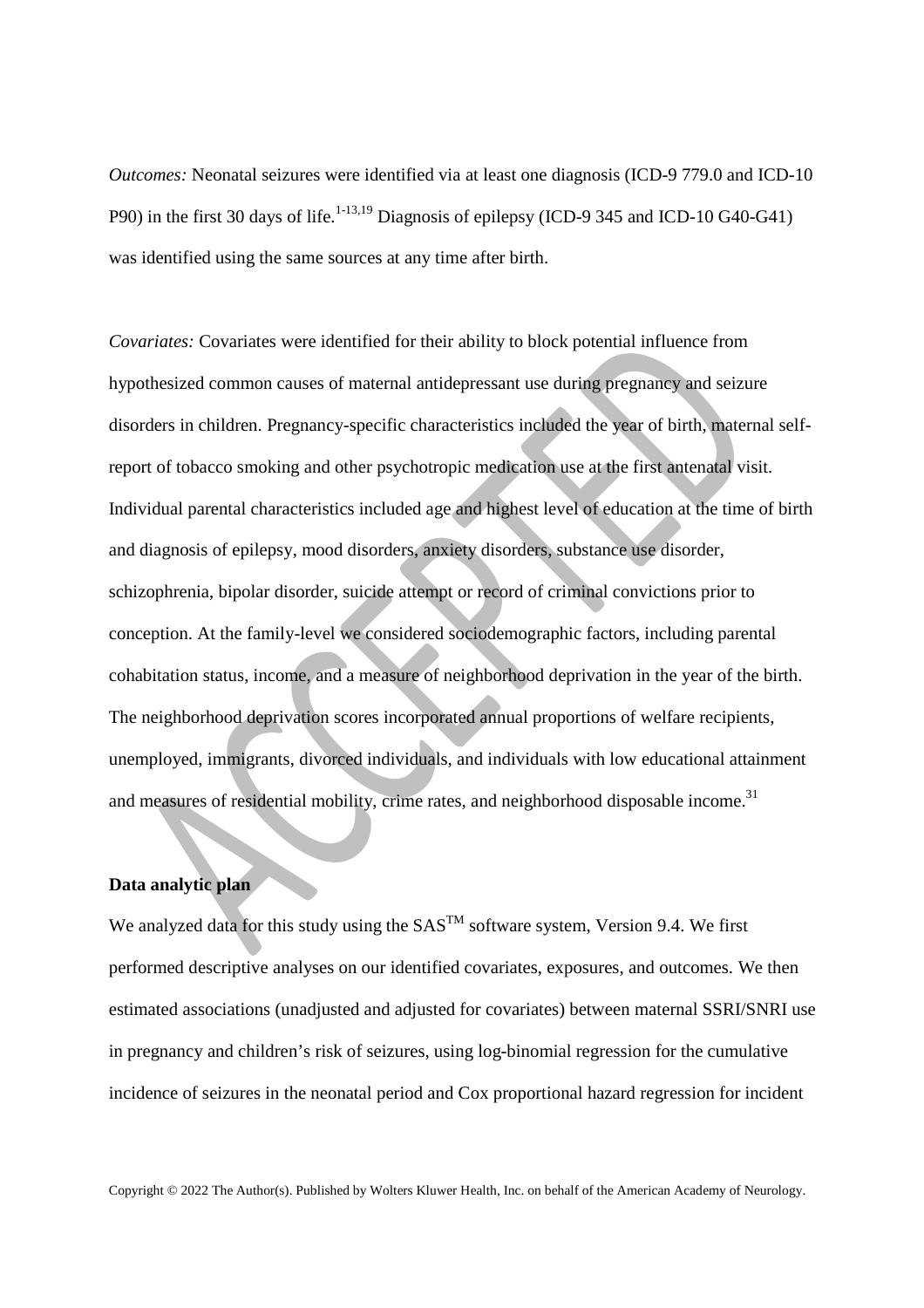*Outcomes:* Neonatal seizures were identified via at least one diagnosis (ICD-9 779.0 and ICD-10 P90) in the first 30 days of life.[1-13,19] Diagnosis of epilepsy (ICD-9 345 and ICD-10 G40-G41) was identified using the same sources at any time after birth.

*Covariates:* Covariates were identified for their ability to block potential influence from hypothesized common causes of maternal antidepressant use during pregnancy and seizure disorders in children. Pregnancy-specific characteristics included the year of birth, maternal self-report of tobacco smoking and other psychotropic medication use at the first antenatal visit. Individual parental characteristics included age and highest level of education at the time of birth and diagnosis of epilepsy, mood disorders, anxiety disorders, substance use disorder, schizophrenia, bipolar disorder, suicide attempt or record of criminal convictions prior to conception. At the family-level we considered sociodemographic factors, including parental cohabitation status, income, and a measure of neighborhood deprivation in the year of the birth. The neighborhood deprivation scores incorporated annual proportions of welfare recipients, unemployed, immigrants, divorced individuals, and individuals with low educational attainment and measures of residential mobility, crime rates, and neighborhood disposable income.[31]

**Data analytic plan**

We analyzed data for this study using the SAS™ software system, Version 9.4. We first performed descriptive analyses on our identified covariates, exposures, and outcomes. We then estimated associations (unadjusted and adjusted for covariates) between maternal SSRI/SNRI use in pregnancy and children's risk of seizures, using log-binomial regression for the cumulative incidence of seizures in the neonatal period and Cox proportional hazard regression for incident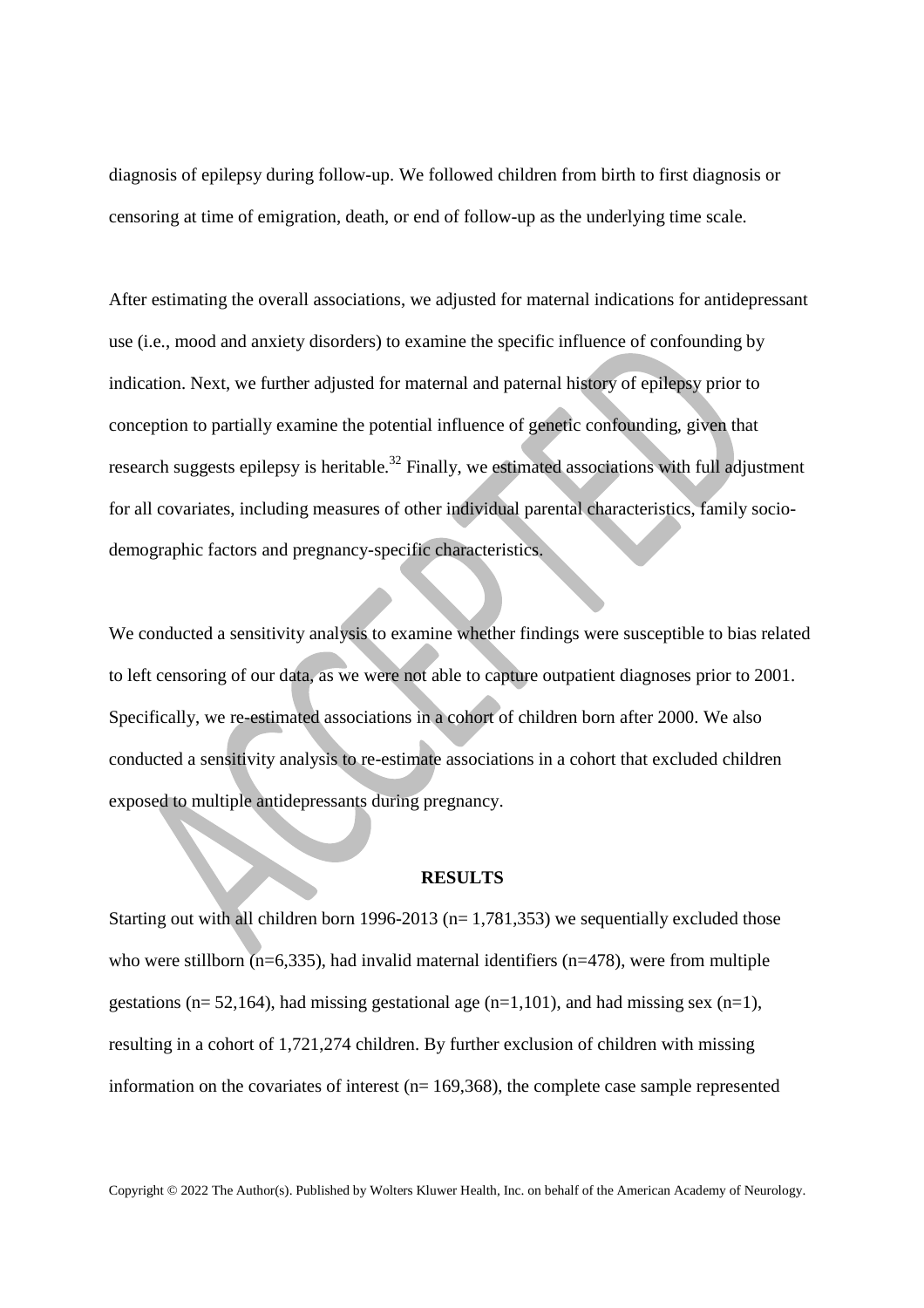diagnosis of epilepsy during follow-up. We followed children from birth to first diagnosis or censoring at time of emigration, death, or end of follow-up as the underlying time scale.

After estimating the overall associations, we adjusted for maternal indications for antidepressant use (i.e., mood and anxiety disorders) to examine the specific influence of confounding by indication. Next, we further adjusted for maternal and paternal history of epilepsy prior to conception to partially examine the potential influence of genetic confounding, given that research suggests epilepsy is heritable.[32] Finally, we estimated associations with full adjustment for all covariates, including measures of other individual parental characteristics, family socio-demographic factors and pregnancy-specific characteristics.

We conducted a sensitivity analysis to examine whether findings were susceptible to bias related to left censoring of our data, as we were not able to capture outpatient diagnoses prior to 2001. Specifically, we re-estimated associations in a cohort of children born after 2000. We also conducted a sensitivity analysis to re-estimate associations in a cohort that excluded children exposed to multiple antidepressants during pregnancy.

## RESULTS

Starting out with all children born 1996-2013 (n= 1,781,353) we sequentially excluded those who were stillborn (n=6,335), had invalid maternal identifiers (n=478), were from multiple gestations (n= 52,164), had missing gestational age (n=1,101), and had missing sex (n=1), resulting in a cohort of 1,721,274 children. By further exclusion of children with missing information on the covariates of interest (n= 169,368), the complete case sample represented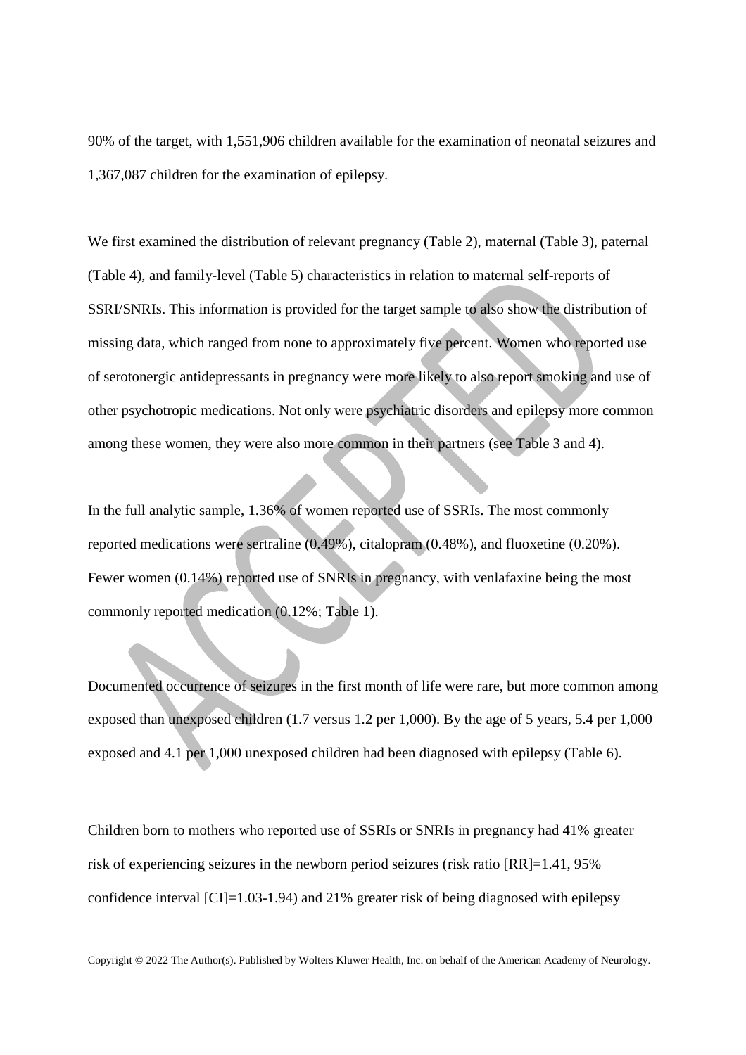90% of the target, with 1,551,906 children available for the examination of neonatal seizures and 1,367,087 children for the examination of epilepsy.

We first examined the distribution of relevant pregnancy (Table 2), maternal (Table 3), paternal (Table 4), and family-level (Table 5) characteristics in relation to maternal self-reports of SSRI/SNRIs. This information is provided for the target sample to also show the distribution of missing data, which ranged from none to approximately five percent. Women who reported use of serotonergic antidepressants in pregnancy were more likely to also report smoking and use of other psychotropic medications. Not only were psychiatric disorders and epilepsy more common among these women, they were also more common in their partners (see Table 3 and 4).

In the full analytic sample, 1.36% of women reported use of SSRIs. The most commonly reported medications were sertraline (0.49%), citalopram (0.48%), and fluoxetine (0.20%). Fewer women (0.14%) reported use of SNRIs in pregnancy, with venlafaxine being the most commonly reported medication (0.12%; Table 1).

Documented occurrence of seizures in the first month of life were rare, but more common among exposed than unexposed children (1.7 versus 1.2 per 1,000). By the age of 5 years, 5.4 per 1,000 exposed and 4.1 per 1,000 unexposed children had been diagnosed with epilepsy (Table 6).

Children born to mothers who reported use of SSRIs or SNRIs in pregnancy had 41% greater risk of experiencing seizures in the newborn period seizures (risk ratio [RR]=1.41, 95% confidence interval [CI]=1.03-1.94) and 21% greater risk of being diagnosed with epilepsy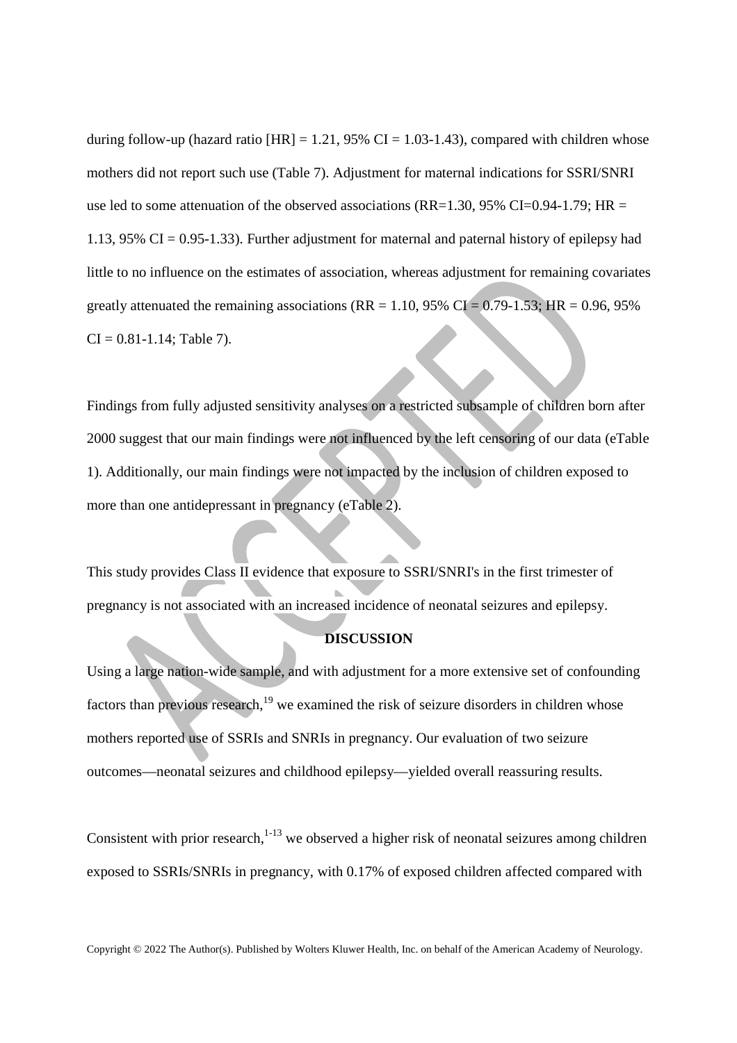during follow-up (hazard ratio [HR] = 1.21, 95% CI = 1.03-1.43), compared with children whose mothers did not report such use (Table 7). Adjustment for maternal indications for SSRI/SNRI use led to some attenuation of the observed associations (RR=1.30, 95% CI=0.94-1.79; HR = 1.13, 95% CI = 0.95-1.33). Further adjustment for maternal and paternal history of epilepsy had little to no influence on the estimates of association, whereas adjustment for remaining covariates greatly attenuated the remaining associations (RR = 1.10, 95% CI = 0.79-1.53; HR = 0.96, 95% CI = 0.81-1.14; Table 7).

Findings from fully adjusted sensitivity analyses on a restricted subsample of children born after 2000 suggest that our main findings were not influenced by the left censoring of our data (eTable 1). Additionally, our main findings were not impacted by the inclusion of children exposed to more than one antidepressant in pregnancy (eTable 2).

This study provides Class II evidence that exposure to SSRI/SNRI's in the first trimester of pregnancy is not associated with an increased incidence of neonatal seizures and epilepsy.

## DISCUSSION

Using a large nation-wide sample, and with adjustment for a more extensive set of confounding factors than previous research,[19] we examined the risk of seizure disorders in children whose mothers reported use of SSRIs and SNRIs in pregnancy. Our evaluation of two seizure outcomes—neonatal seizures and childhood epilepsy—yielded overall reassuring results.

Consistent with prior research,[1-13] we observed a higher risk of neonatal seizures among children exposed to SSRIs/SNRIs in pregnancy, with 0.17% of exposed children affected compared with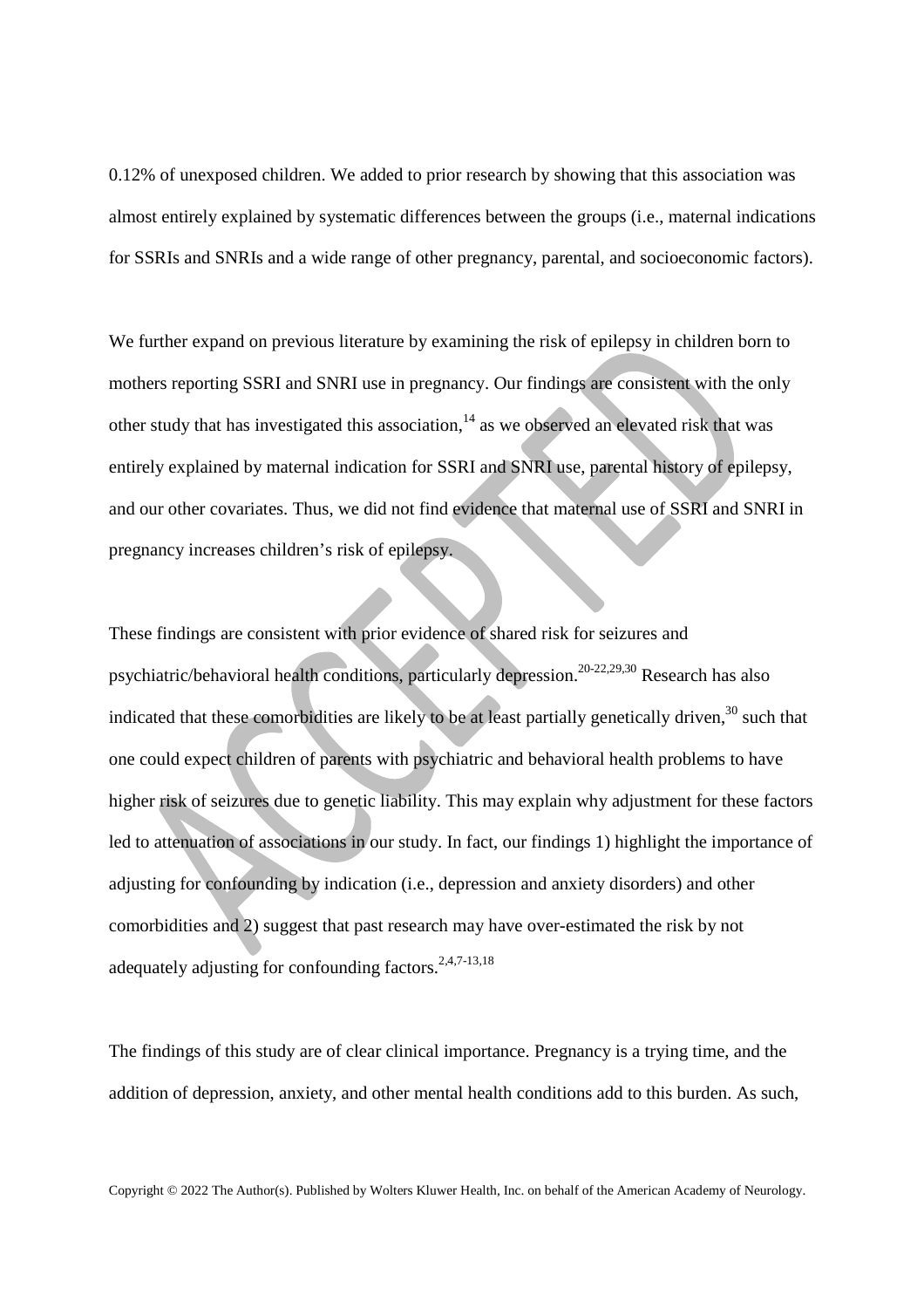0.12% of unexposed children. We added to prior research by showing that this association was almost entirely explained by systematic differences between the groups (i.e., maternal indications for SSRIs and SNRIs and a wide range of other pregnancy, parental, and socioeconomic factors).

We further expand on previous literature by examining the risk of epilepsy in children born to mothers reporting SSRI and SNRI use in pregnancy. Our findings are consistent with the only other study that has investigated this association,[14] as we observed an elevated risk that was entirely explained by maternal indication for SSRI and SNRI use, parental history of epilepsy, and our other covariates. Thus, we did not find evidence that maternal use of SSRI and SNRI in pregnancy increases children's risk of epilepsy.

These findings are consistent with prior evidence of shared risk for seizures and psychiatric/behavioral health conditions, particularly depression.[20-22,29,30] Research has also indicated that these comorbidities are likely to be at least partially genetically driven,[30] such that one could expect children of parents with psychiatric and behavioral health problems to have higher risk of seizures due to genetic liability. This may explain why adjustment for these factors led to attenuation of associations in our study. In fact, our findings 1) highlight the importance of adjusting for confounding by indication (i.e., depression and anxiety disorders) and other comorbidities and 2) suggest that past research may have over-estimated the risk by not adequately adjusting for confounding factors.[2,4,7-13,18]

The findings of this study are of clear clinical importance. Pregnancy is a trying time, and the addition of depression, anxiety, and other mental health conditions add to this burden. As such,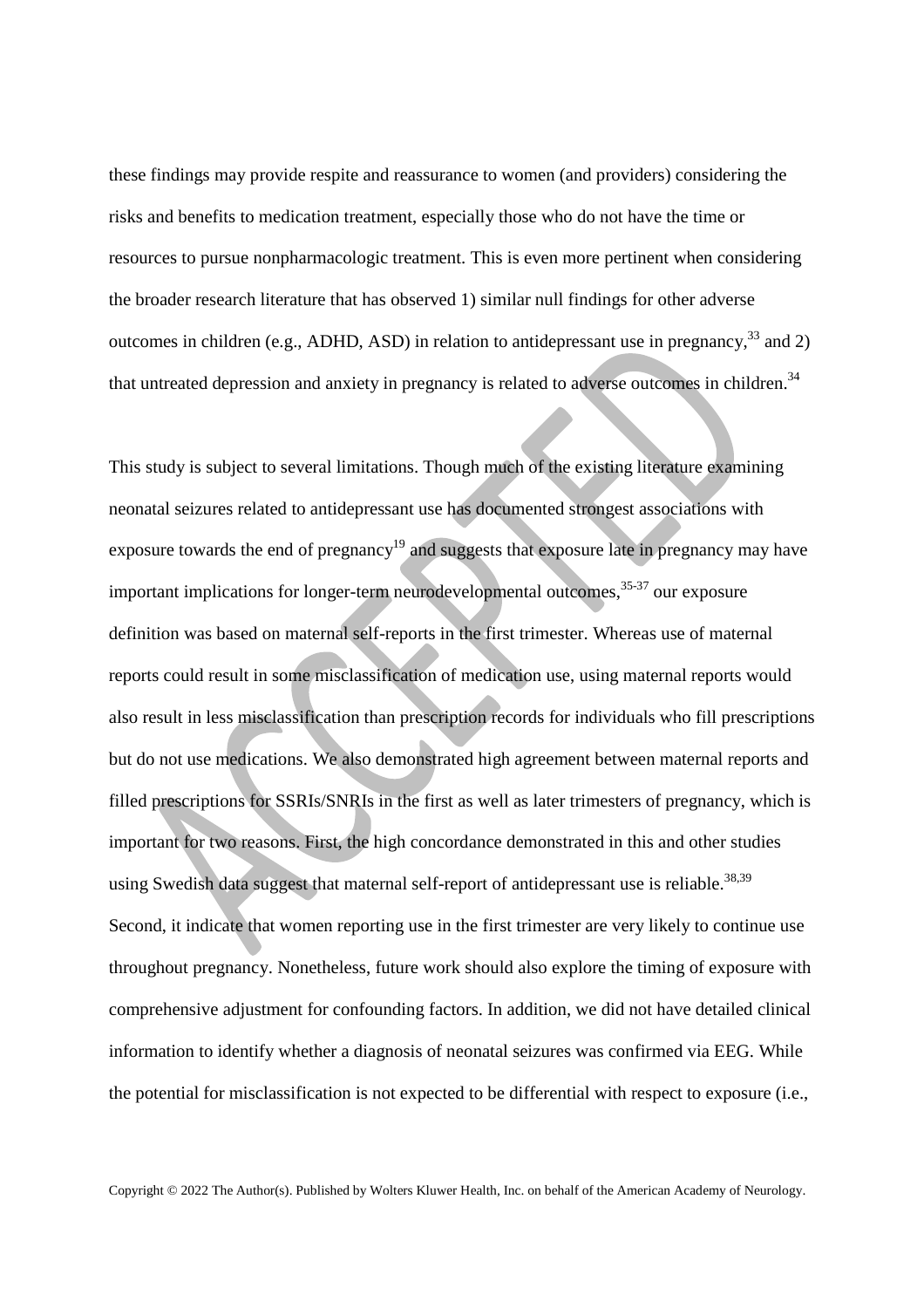these findings may provide respite and reassurance to women (and providers) considering the risks and benefits to medication treatment, especially those who do not have the time or resources to pursue nonpharmacologic treatment. This is even more pertinent when considering the broader research literature that has observed 1) similar null findings for other adverse outcomes in children (e.g., ADHD, ASD) in relation to antidepressant use in pregnancy,[33] and 2) that untreated depression and anxiety in pregnancy is related to adverse outcomes in children.[34]

This study is subject to several limitations. Though much of the existing literature examining neonatal seizures related to antidepressant use has documented strongest associations with exposure towards the end of pregnancy[19] and suggests that exposure late in pregnancy may have important implications for longer-term neurodevelopmental outcomes,[35-37] our exposure definition was based on maternal self-reports in the first trimester. Whereas use of maternal reports could result in some misclassification of medication use, using maternal reports would also result in less misclassification than prescription records for individuals who fill prescriptions but do not use medications. We also demonstrated high agreement between maternal reports and filled prescriptions for SSRIs/SNRIs in the first as well as later trimesters of pregnancy, which is important for two reasons. First, the high concordance demonstrated in this and other studies using Swedish data suggest that maternal self-report of antidepressant use is reliable.[38,39] Second, it indicate that women reporting use in the first trimester are very likely to continue use throughout pregnancy. Nonetheless, future work should also explore the timing of exposure with comprehensive adjustment for confounding factors. In addition, we did not have detailed clinical information to identify whether a diagnosis of neonatal seizures was confirmed via EEG. While the potential for misclassification is not expected to be differential with respect to exposure (i.e.,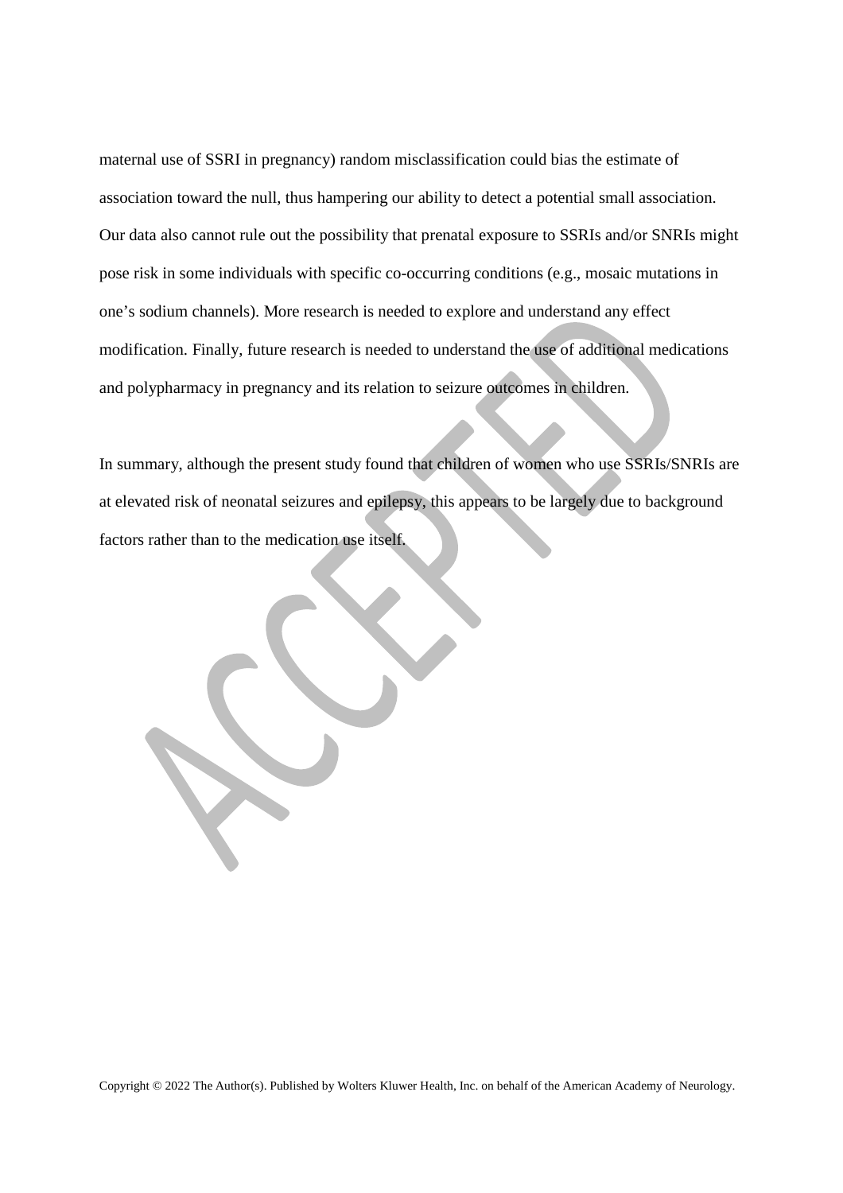maternal use of SSRI in pregnancy) random misclassification could bias the estimate of association toward the null, thus hampering our ability to detect a potential small association. Our data also cannot rule out the possibility that prenatal exposure to SSRIs and/or SNRIs might pose risk in some individuals with specific co-occurring conditions (e.g., mosaic mutations in one's sodium channels). More research is needed to explore and understand any effect modification. Finally, future research is needed to understand the use of additional medications and polypharmacy in pregnancy and its relation to seizure outcomes in children.

In summary, although the present study found that children of women who use SSRIs/SNRIs are at elevated risk of neonatal seizures and epilepsy, this appears to be largely due to background factors rather than to the medication use itself.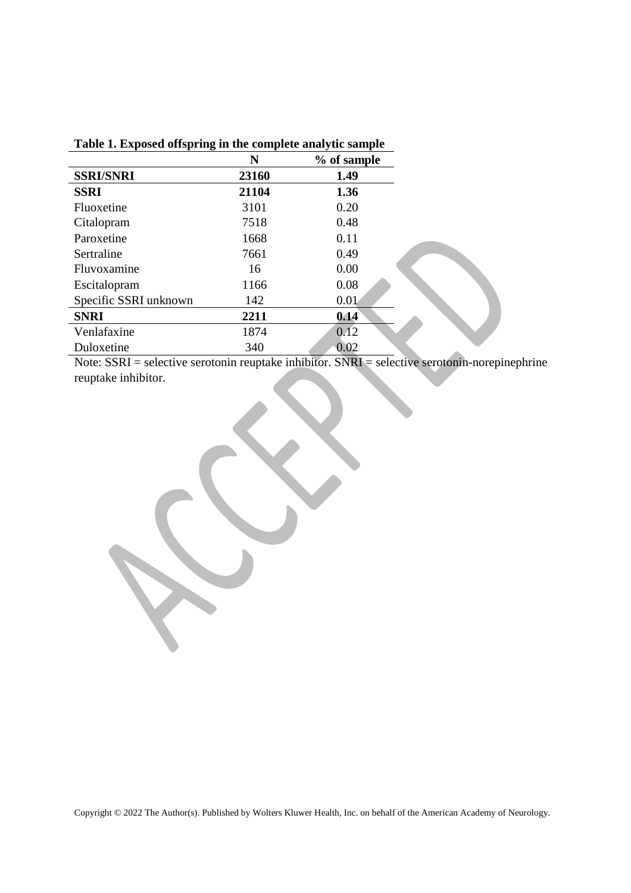**Table 1. Exposed offspring in the complete analytic sample**

| | N | % of sample |
|---|---|---|
| **SSRI/SNRI** | **23160** | **1.49** |
| **SSRI** | **21104** | **1.36** |
| Fluoxetine | 3101 | 0.20 |
| Citalopram | 7518 | 0.48 |
| Paroxetine | 1668 | 0.11 |
| Sertraline | 7661 | 0.49 |
| Fluvoxamine | 16 | 0.00 |
| Escitalopram | 1166 | 0.08 |
| Specific SSRI unknown | 142 | 0.01 |
| **SNRI** | **2211** | **0.14** |
| Venlafaxine | 1874 | 0.12 |
| Duloxetine | 340 | 0.02 |

Note: SSRI = selective serotonin reuptake inhibitor. SNRI = selective serotonin-norepinephrine reuptake inhibitor.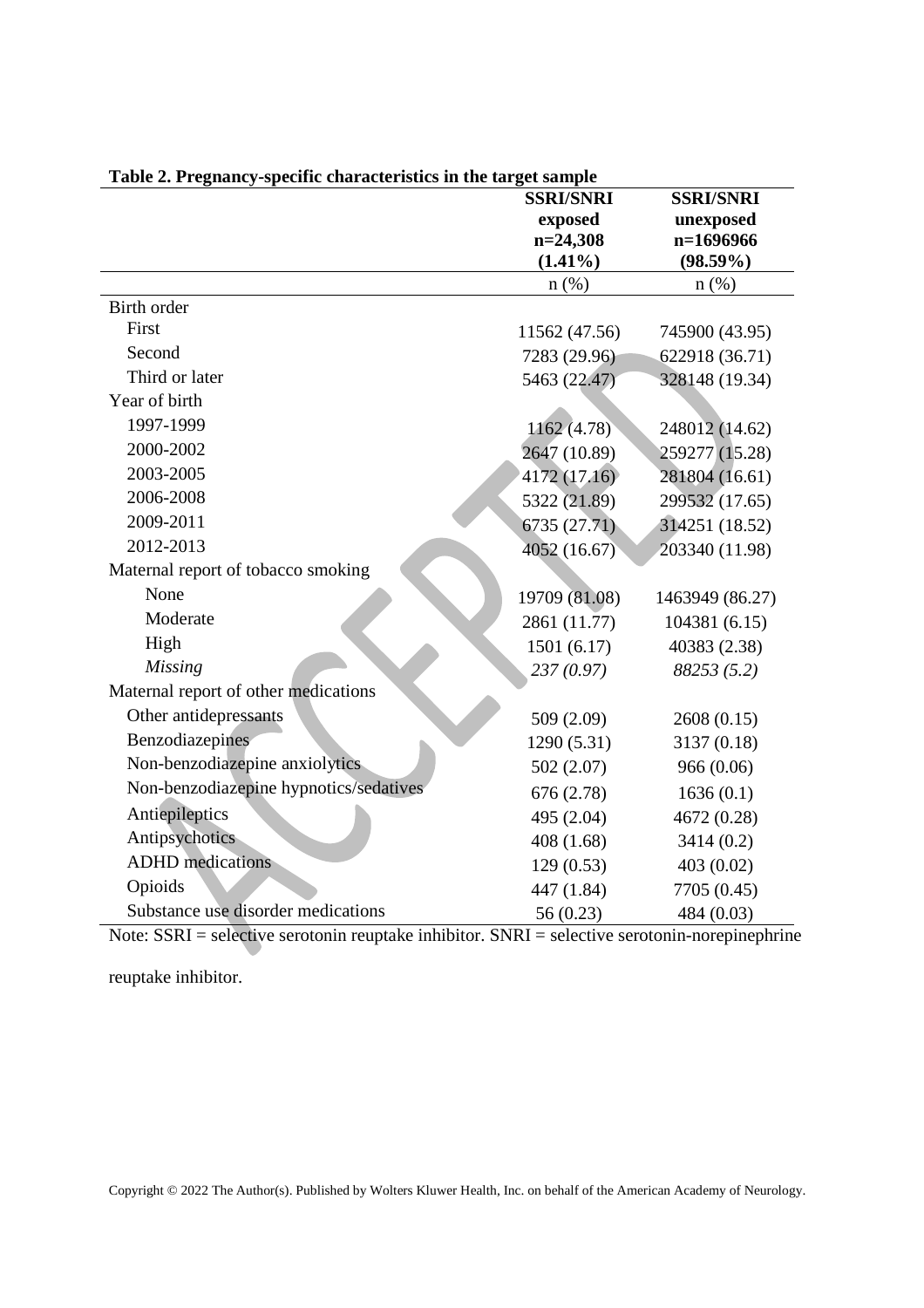**Table 2. Pregnancy-specific characteristics in the target sample**

| | SSRI/SNRI exposed n=24,308 (1.41%) | SSRI/SNRI unexposed n=1696966 (98.59%) |
|---|---|---|
| | n (%) | n (%) |
| Birth order | | |
| First | 11562 (47.56) | 745900 (43.95) |
| Second | 7283 (29.96) | 622918 (36.71) |
| Third or later | 5463 (22.47) | 328148 (19.34) |
| Year of birth | | |
| 1997-1999 | 1162 (4.78) | 248012 (14.62) |
| 2000-2002 | 2647 (10.89) | 259277 (15.28) |
| 2003-2005 | 4172 (17.16) | 281804 (16.61) |
| 2006-2008 | 5322 (21.89) | 299532 (17.65) |
| 2009-2011 | 6735 (27.71) | 314251 (18.52) |
| 2012-2013 | 4052 (16.67) | 203340 (11.98) |
| Maternal report of tobacco smoking | | |
| None | 19709 (81.08) | 1463949 (86.27) |
| Moderate | 2861 (11.77) | 104381 (6.15) |
| High | 1501 (6.17) | 40383 (2.38) |
| *Missing* | *237 (0.97)* | *88253 (5.2)* |
| Maternal report of other medications | | |
| Other antidepressants | 509 (2.09) | 2608 (0.15) |
| Benzodiazepines | 1290 (5.31) | 3137 (0.18) |
| Non-benzodiazepine anxiolytics | 502 (2.07) | 966 (0.06) |
| Non-benzodiazepine hypnotics/sedatives | 676 (2.78) | 1636 (0.1) |
| Antiepileptics | 495 (2.04) | 4672 (0.28) |
| Antipsychotics | 408 (1.68) | 3414 (0.2) |
| ADHD medications | 129 (0.53) | 403 (0.02) |
| Opioids | 447 (1.84) | 7705 (0.45) |
| Substance use disorder medications | 56 (0.23) | 484 (0.03) |

Note: SSRI = selective serotonin reuptake inhibitor. SNRI = selective serotonin-norepinephrine reuptake inhibitor.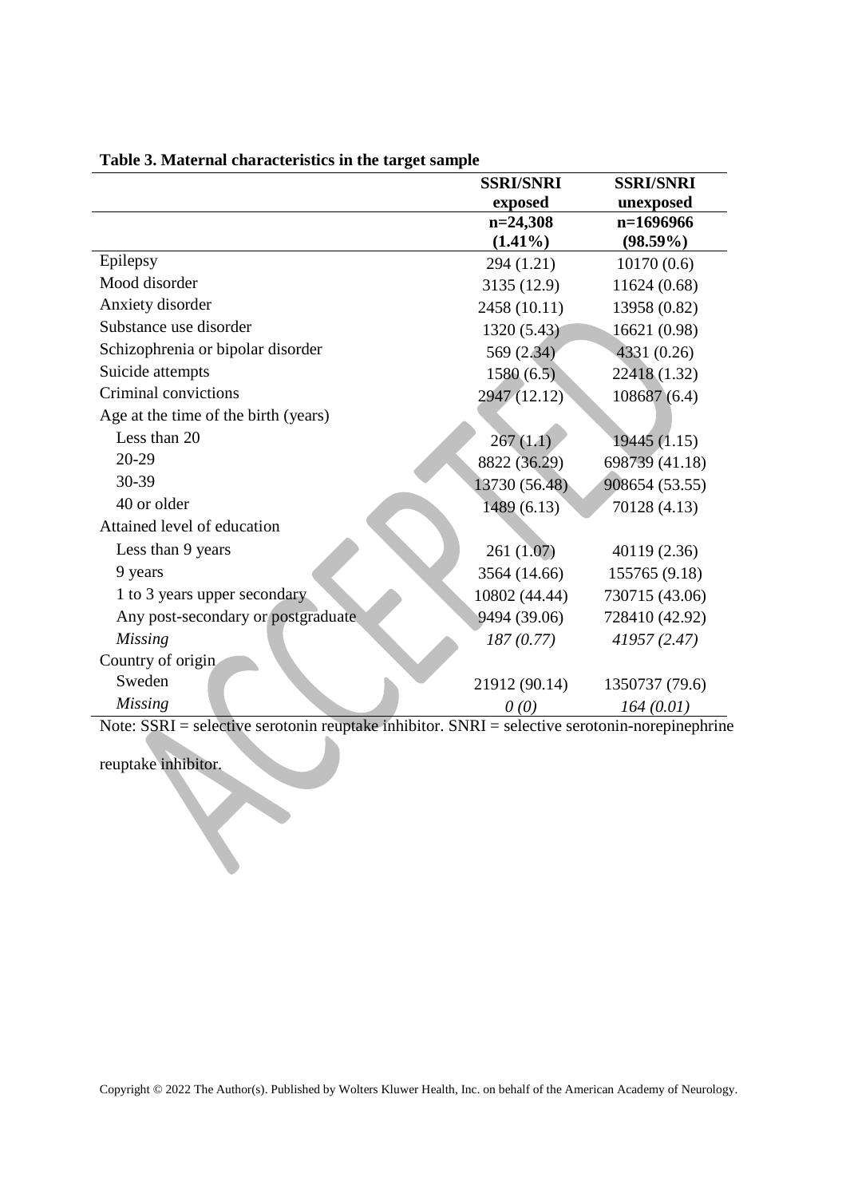**Table 3. Maternal characteristics in the target sample**

| | SSRI/SNRI exposed | SSRI/SNRI unexposed |
|---|---|---|
| | **n=24,308 (1.41%)** | **n=1696966 (98.59%)** |
| Epilepsy | 294 (1.21) | 10170 (0.6) |
| Mood disorder | 3135 (12.9) | 11624 (0.68) |
| Anxiety disorder | 2458 (10.11) | 13958 (0.82) |
| Substance use disorder | 1320 (5.43) | 16621 (0.98) |
| Schizophrenia or bipolar disorder | 569 (2.34) | 4331 (0.26) |
| Suicide attempts | 1580 (6.5) | 22418 (1.32) |
| Criminal convictions | 2947 (12.12) | 108687 (6.4) |
| Age at the time of the birth (years) | | |
| Less than 20 | 267 (1.1) | 19445 (1.15) |
| 20-29 | 8822 (36.29) | 698739 (41.18) |
| 30-39 | 13730 (56.48) | 908654 (53.55) |
| 40 or older | 1489 (6.13) | 70128 (4.13) |
| Attained level of education | | |
| Less than 9 years | 261 (1.07) | 40119 (2.36) |
| 9 years | 3564 (14.66) | 155765 (9.18) |
| 1 to 3 years upper secondary | 10802 (44.44) | 730715 (43.06) |
| Any post-secondary or postgraduate | 9494 (39.06) | 728410 (42.92) |
| *Missing* | *187 (0.77)* | *41957 (2.47)* |
| Country of origin | | |
| Sweden | 21912 (90.14) | 1350737 (79.6) |
| *Missing* | *0 (0)* | *164 (0.01)* |

Note: SSRI = selective serotonin reuptake inhibitor. SNRI = selective serotonin-norepinephrine reuptake inhibitor.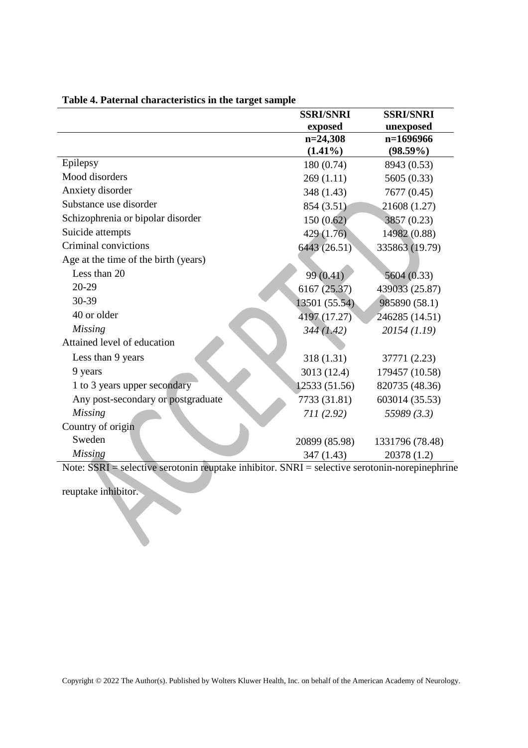**Table 4. Paternal characteristics in the target sample**

| | SSRI/SNRI exposed | SSRI/SNRI unexposed |
|---|---|---|
| | n=24,308 (1.41%) | n=1696966 (98.59%) |
| Epilepsy | 180 (0.74) | 8943 (0.53) |
| Mood disorders | 269 (1.11) | 5605 (0.33) |
| Anxiety disorder | 348 (1.43) | 7677 (0.45) |
| Substance use disorder | 854 (3.51) | 21608 (1.27) |
| Schizophrenia or bipolar disorder | 150 (0.62) | 3857 (0.23) |
| Suicide attempts | 429 (1.76) | 14982 (0.88) |
| Criminal convictions | 6443 (26.51) | 335863 (19.79) |
| Age at the time of the birth (years) | | |
| Less than 20 | 99 (0.41) | 5604 (0.33) |
| 20-29 | 6167 (25.37) | 439033 (25.87) |
| 30-39 | 13501 (55.54) | 985890 (58.1) |
| 40 or older | 4197 (17.27) | 246285 (14.51) |
| *Missing* | *344 (1.42)* | *20154 (1.19)* |
| Attained level of education | | |
| Less than 9 years | 318 (1.31) | 37771 (2.23) |
| 9 years | 3013 (12.4) | 179457 (10.58) |
| 1 to 3 years upper secondary | 12533 (51.56) | 820735 (48.36) |
| Any post-secondary or postgraduate | 7733 (31.81) | 603014 (35.53) |
| *Missing* | *711 (2.92)* | *55989 (3.3)* |
| Country of origin | | |
| Sweden | 20899 (85.98) | 1331796 (78.48) |
| *Missing* | 347 (1.43) | 20378 (1.2) |

Note: SSRI = selective serotonin reuptake inhibitor. SNRI = selective serotonin-norepinephrine reuptake inhibitor.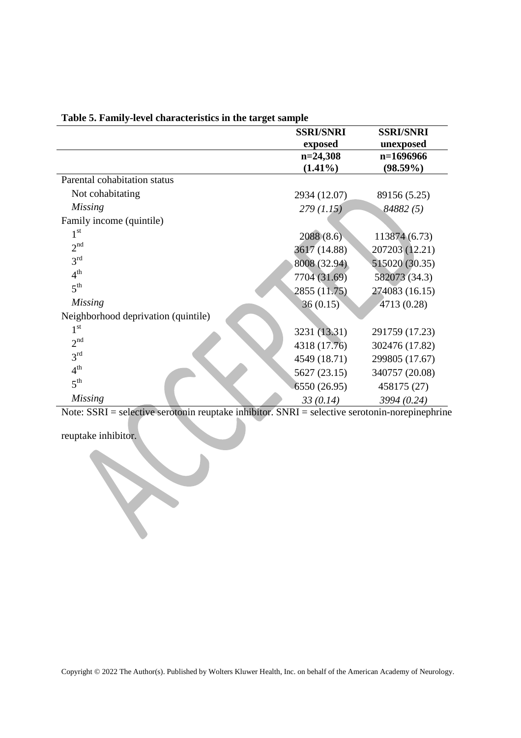**Table 5. Family-level characteristics in the target sample**

| | SSRI/SNRI exposed | SSRI/SNRI unexposed |
|---|---|---|
| | n=24,308 (1.41%) | n=1696966 (98.59%) |
| Parental cohabitation status | | |
| Not cohabitating | 2934 (12.07) | 89156 (5.25) |
| *Missing* | *279 (1.15)* | *84882 (5)* |
| Family income (quintile) | | |
| 1st | 2088 (8.6) | 113874 (6.73) |
| 2nd | 3617 (14.88) | 207203 (12.21) |
| 3rd | 8008 (32.94) | 515020 (30.35) |
| 4th | 7704 (31.69) | 582073 (34.3) |
| 5th | 2855 (11.75) | 274083 (16.15) |
| *Missing* | 36 (0.15) | 4713 (0.28) |
| Neighborhood deprivation (quintile) | | |
| 1st | 3231 (13.31) | 291759 (17.23) |
| 2nd | 4318 (17.76) | 302476 (17.82) |
| 3rd | 4549 (18.71) | 299805 (17.67) |
| 4th | 5627 (23.15) | 340757 (20.08) |
| 5th | 6550 (26.95) | 458175 (27) |
| *Missing* | *33 (0.14)* | *3994 (0.24)* |

Note: SSRI = selective serotonin reuptake inhibitor. SNRI = selective serotonin-norepinephrine reuptake inhibitor.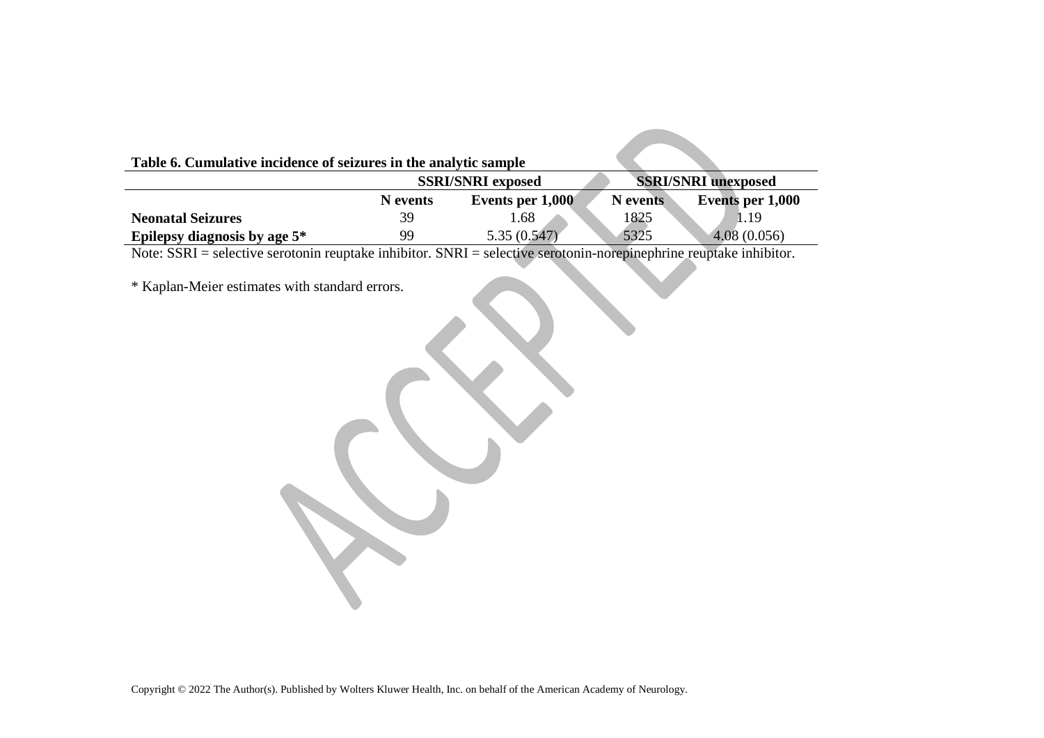**Table 6. Cumulative incidence of seizures in the analytic sample**

| | SSRI/SNRI exposed | | SSRI/SNRI unexposed | |
|---|---|---|---|---|
| | **N events** | **Events per 1,000** | **N events** | **Events per 1,000** |
| **Neonatal Seizures** | 39 | 1.68 | 1825 | 1.19 |
| **Epilepsy diagnosis by age 5*** | 99 | 5.35 (0.547) | 5325 | 4.08 (0.056) |

Note: SSRI = selective serotonin reuptake inhibitor. SNRI = selective serotonin-norepinephrine reuptake inhibitor.

* Kaplan-Meier estimates with standard errors.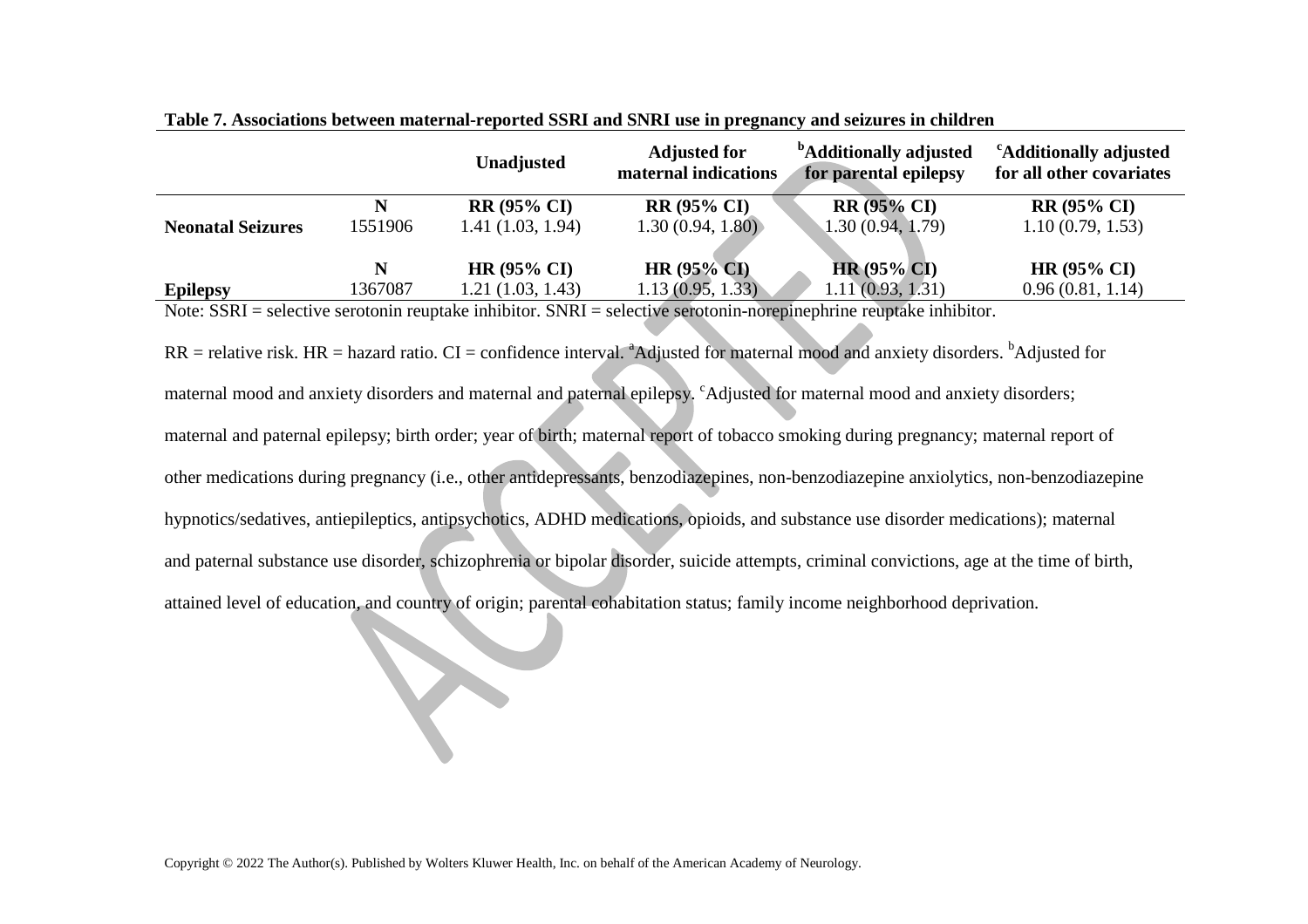**Table 7. Associations between maternal-reported SSRI and SNRI use in pregnancy and seizures in children**

| | | Unadjusted | Adjusted for maternal indications | [b]Additionally adjusted for parental epilepsy | [c]Additionally adjusted for all other covariates |
|---|---|---|---|---|---|
| | N | RR (95% CI) | RR (95% CI) | RR (95% CI) | RR (95% CI) |
| **Neonatal Seizures** | 1551906 | 1.41 (1.03, 1.94) | 1.30 (0.94, 1.80) | 1.30 (0.94, 1.79) | 1.10 (0.79, 1.53) |
| | N | HR (95% CI) | HR (95% CI) | HR (95% CI) | HR (95% CI) |
| **Epilepsy** | 1367087 | 1.21 (1.03, 1.43) | 1.13 (0.95, 1.33) | 1.11 (0.93, 1.31) | 0.96 (0.81, 1.14) |

Note: SSRI = selective serotonin reuptake inhibitor. SNRI = selective serotonin-norepinephrine reuptake inhibitor.

RR = relative risk. HR = hazard ratio. CI = confidence interval. [a]Adjusted for maternal mood and anxiety disorders. [b]Adjusted for maternal mood and anxiety disorders and maternal and paternal epilepsy. [c]Adjusted for maternal mood and anxiety disorders; maternal and paternal epilepsy; birth order; year of birth; maternal report of tobacco smoking during pregnancy; maternal report of other medications during pregnancy (i.e., other antidepressants, benzodiazepines, non-benzodiazepine anxiolytics, non-benzodiazepine hypnotics/sedatives, antiepileptics, antipsychotics, ADHD medications, opioids, and substance use disorder medications); maternal and paternal substance use disorder, schizophrenia or bipolar disorder, suicide attempts, criminal convictions, age at the time of birth, attained level of education, and country of origin; parental cohabitation status; family income neighborhood deprivation.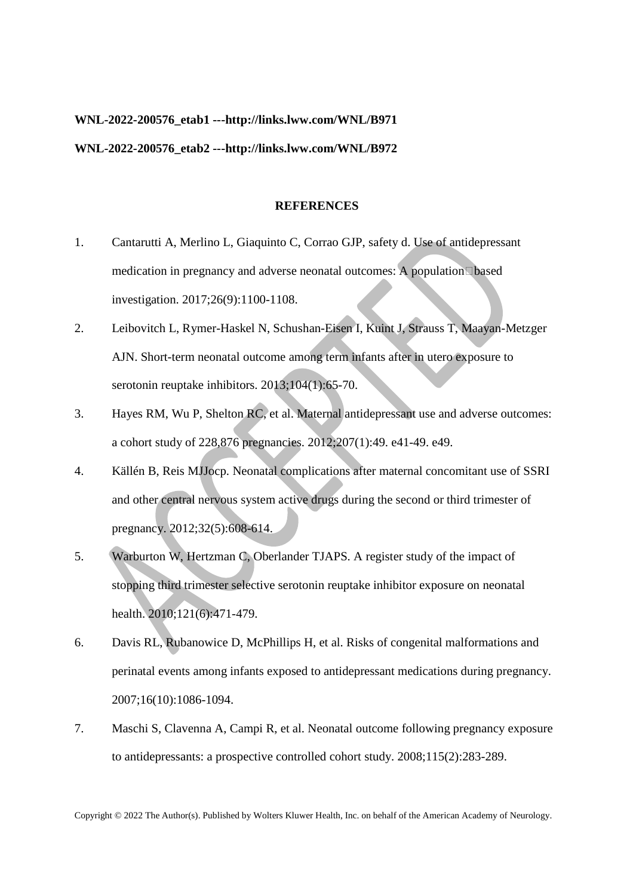**WNL-2022-200576_etab1 ---http://links.lww.com/WNL/B971**

**WNL-2022-200576_etab2 ---http://links.lww.com/WNL/B972**

## REFERENCES

1. Cantarutti A, Merlino L, Giaquinto C, Corrao GJP, safety d. Use of antidepressant medication in pregnancy and adverse neonatal outcomes: A population‐based investigation. 2017;26(9):1100-1108.
2. Leibovitch L, Rymer-Haskel N, Schushan-Eisen I, Kuint J, Strauss T, Maayan-Metzger AJN. Short-term neonatal outcome among term infants after in utero exposure to serotonin reuptake inhibitors. 2013;104(1):65-70.
3. Hayes RM, Wu P, Shelton RC, et al. Maternal antidepressant use and adverse outcomes: a cohort study of 228,876 pregnancies. 2012;207(1):49. e41-49. e49.
4. Källén B, Reis MJJocp. Neonatal complications after maternal concomitant use of SSRI and other central nervous system active drugs during the second or third trimester of pregnancy. 2012;32(5):608-614.
5. Warburton W, Hertzman C, Oberlander TJAPS. A register study of the impact of stopping third trimester selective serotonin reuptake inhibitor exposure on neonatal health. 2010;121(6):471-479.
6. Davis RL, Rubanowice D, McPhillips H, et al. Risks of congenital malformations and perinatal events among infants exposed to antidepressant medications during pregnancy. 2007;16(10):1086-1094.
7. Maschi S, Clavenna A, Campi R, et al. Neonatal outcome following pregnancy exposure to antidepressants: a prospective controlled cohort study. 2008;115(2):283-289.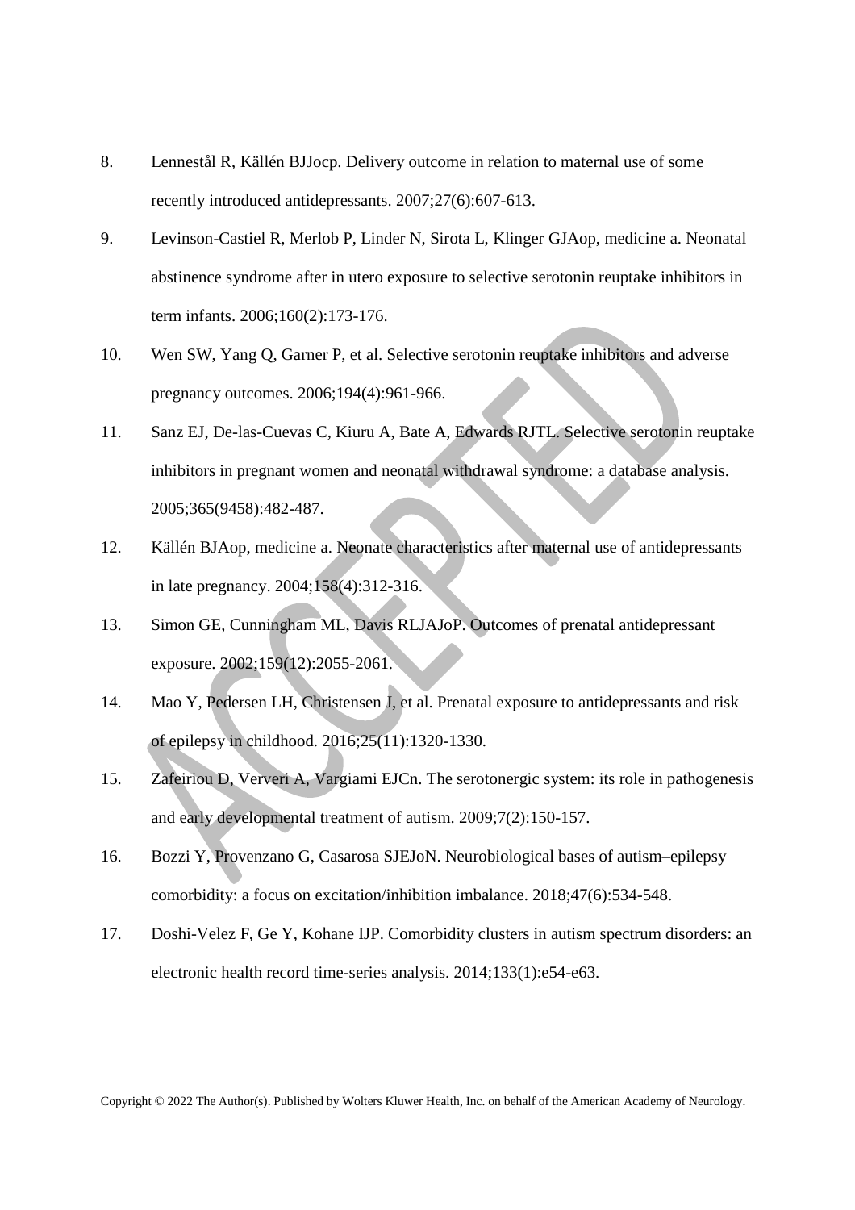8. Lenneståł R, Källén BJJocp. Delivery outcome in relation to maternal use of some recently introduced antidepressants. 2007;27(6):607-613.

9. Levinson-Castiel R, Merlob P, Linder N, Sirota L, Klinger GJAop, medicine a. Neonatal abstinence syndrome after in utero exposure to selective serotonin reuptake inhibitors in term infants. 2006;160(2):173-176.

10. Wen SW, Yang Q, Garner P, et al. Selective serotonin reuptake inhibitors and adverse pregnancy outcomes. 2006;194(4):961-966.

11. Sanz EJ, De-las-Cuevas C, Kiuru A, Bate A, Edwards RJTL. Selective serotonin reuptake inhibitors in pregnant women and neonatal withdrawal syndrome: a database analysis. 2005;365(9458):482-487.

12. Källén BJAop, medicine a. Neonate characteristics after maternal use of antidepressants in late pregnancy. 2004;158(4):312-316.

13. Simon GE, Cunningham ML, Davis RLJAJoP. Outcomes of prenatal antidepressant exposure. 2002;159(12):2055-2061.

14. Mao Y, Pedersen LH, Christensen J, et al. Prenatal exposure to antidepressants and risk of epilepsy in childhood. 2016;25(11):1320-1330.

15. Zafeiriou D, Ververi A, Vargiami EJCn. The serotonergic system: its role in pathogenesis and early developmental treatment of autism. 2009;7(2):150-157.

16. Bozzi Y, Provenzano G, Casarosa SJEJoN. Neurobiological bases of autism–epilepsy comorbidity: a focus on excitation/inhibition imbalance. 2018;47(6):534-548.

17. Doshi-Velez F, Ge Y, Kohane IJP. Comorbidity clusters in autism spectrum disorders: an electronic health record time-series analysis. 2014;133(1):e54-e63.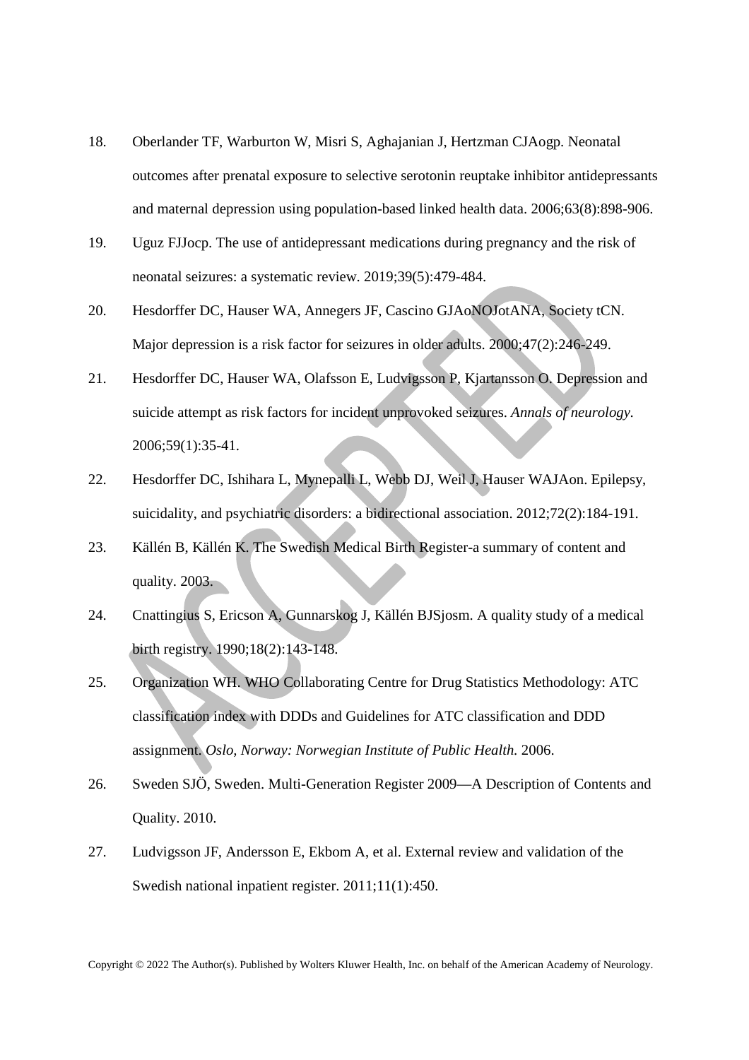18. Oberlander TF, Warburton W, Misri S, Aghajanian J, Hertzman CJAogp. Neonatal outcomes after prenatal exposure to selective serotonin reuptake inhibitor antidepressants and maternal depression using population-based linked health data. 2006;63(8):898-906.

19. Uguz FJJocp. The use of antidepressant medications during pregnancy and the risk of neonatal seizures: a systematic review. 2019;39(5):479-484.

20. Hesdorffer DC, Hauser WA, Annegers JF, Cascino GJAoNOJotANA, Society tCN. Major depression is a risk factor for seizures in older adults. 2000;47(2):246-249.

21. Hesdorffer DC, Hauser WA, Olafsson E, Ludvigsson P, Kjartansson O. Depression and suicide attempt as risk factors for incident unprovoked seizures. *Annals of neurology.* 2006;59(1):35-41.

22. Hesdorffer DC, Ishihara L, Mynepalli L, Webb DJ, Weil J, Hauser WAJAon. Epilepsy, suicidality, and psychiatric disorders: a bidirectional association. 2012;72(2):184-191.

23. Källén B, Källén K. The Swedish Medical Birth Register-a summary of content and quality. 2003.

24. Cnattingius S, Ericson A, Gunnarskog J, Källén BJSjosm. A quality study of a medical birth registry. 1990;18(2):143-148.

25. Organization WH. WHO Collaborating Centre for Drug Statistics Methodology: ATC classification index with DDDs and Guidelines for ATC classification and DDD assignment. *Oslo, Norway: Norwegian Institute of Public Health.* 2006.

26. Sweden SJÖ, Sweden. Multi-Generation Register 2009—A Description of Contents and Quality. 2010.

27. Ludvigsson JF, Andersson E, Ekbom A, et al. External review and validation of the Swedish national inpatient register. 2011;11(1):450.

Copyright © 2022 The Author(s). Published by Wolters Kluwer Health, Inc. on behalf of the American Academy of Neurology.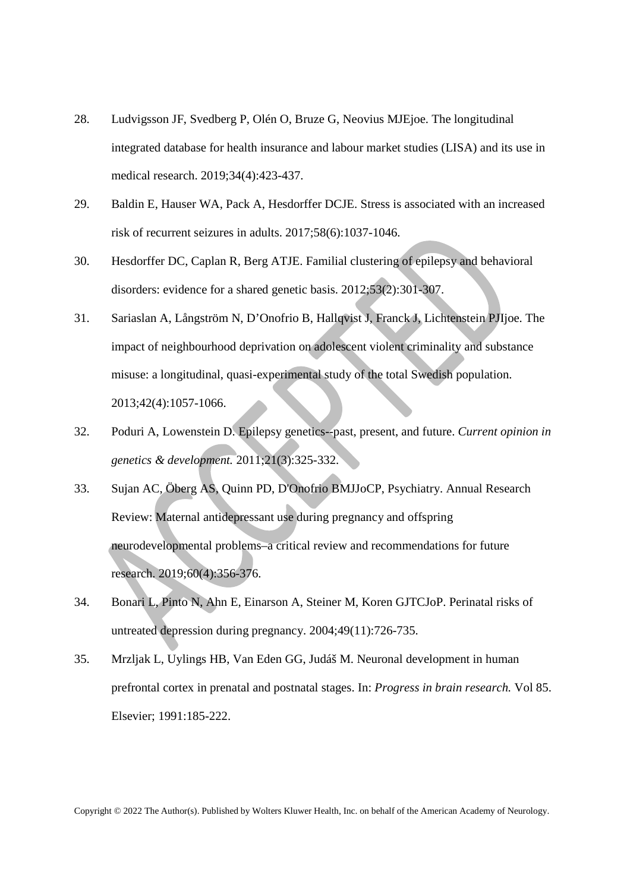28. Ludvigsson JF, Svedberg P, Olén O, Bruze G, Neovius MJEjoe. The longitudinal integrated database for health insurance and labour market studies (LISA) and its use in medical research. 2019;34(4):423-437.

29. Baldin E, Hauser WA, Pack A, Hesdorffer DCJE. Stress is associated with an increased risk of recurrent seizures in adults. 2017;58(6):1037-1046.

30. Hesdorffer DC, Caplan R, Berg ATJE. Familial clustering of epilepsy and behavioral disorders: evidence for a shared genetic basis. 2012;53(2):301-307.

31. Sariaslan A, Långström N, D'Onofrio B, Hallqvist J, Franck J, Lichtenstein PJIjoe. The impact of neighbourhood deprivation on adolescent violent criminality and substance misuse: a longitudinal, quasi-experimental study of the total Swedish population. 2013;42(4):1057-1066.

32. Poduri A, Lowenstein D. Epilepsy genetics--past, present, and future. *Current opinion in genetics & development.* 2011;21(3):325-332.

33. Sujan AC, Öberg AS, Quinn PD, D'Onofrio BMJJoCP, Psychiatry. Annual Research Review: Maternal antidepressant use during pregnancy and offspring neurodevelopmental problems–a critical review and recommendations for future research. 2019;60(4):356-376.

34. Bonari L, Pinto N, Ahn E, Einarson A, Steiner M, Koren GJTCJoP. Perinatal risks of untreated depression during pregnancy. 2004;49(11):726-735.

35. Mrzljak L, Uylings HB, Van Eden GG, Judáš M. Neuronal development in human prefrontal cortex in prenatal and postnatal stages. In: *Progress in brain research.* Vol 85. Elsevier; 1991:185-222.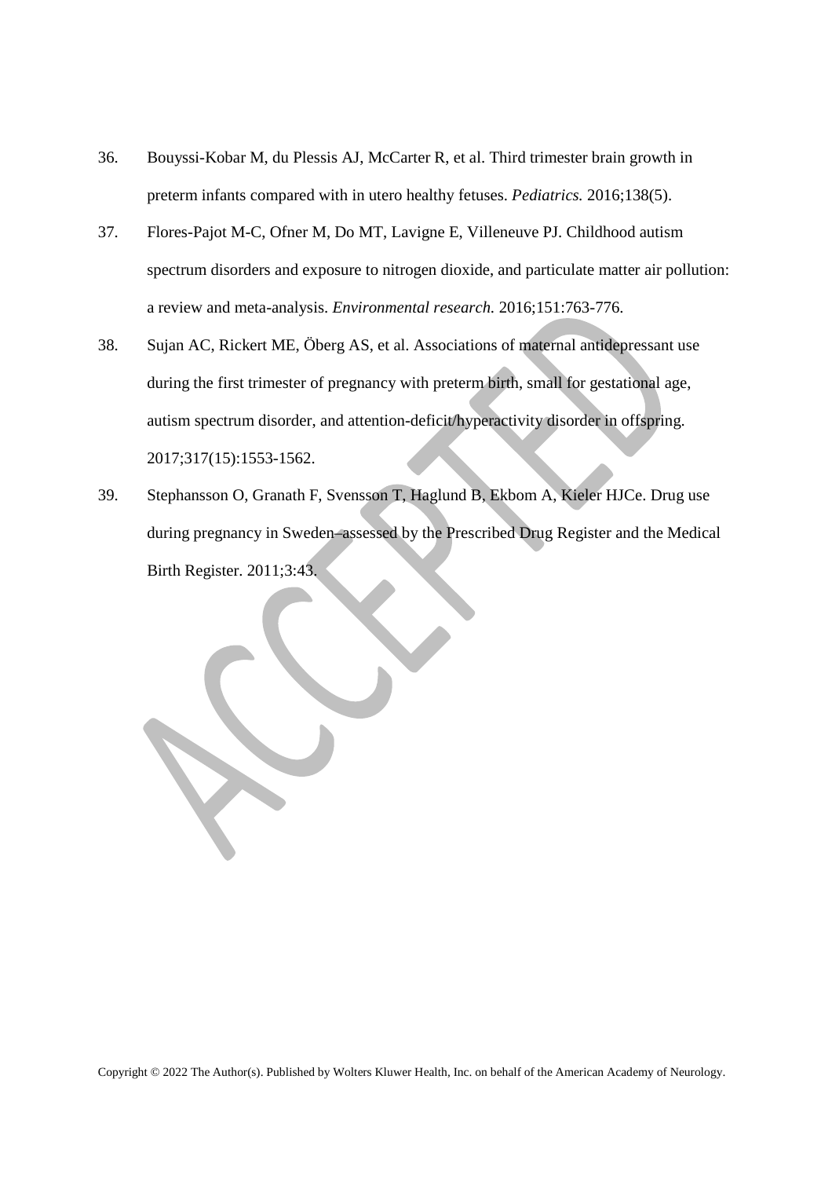36. Bouyssi-Kobar M, du Plessis AJ, McCarter R, et al. Third trimester brain growth in preterm infants compared with in utero healthy fetuses. *Pediatrics.* 2016;138(5).
37. Flores-Pajot M-C, Ofner M, Do MT, Lavigne E, Villeneuve PJ. Childhood autism spectrum disorders and exposure to nitrogen dioxide, and particulate matter air pollution: a review and meta-analysis. *Environmental research.* 2016;151:763-776.
38. Sujan AC, Rickert ME, Öberg AS, et al. Associations of maternal antidepressant use during the first trimester of pregnancy with preterm birth, small for gestational age, autism spectrum disorder, and attention-deficit/hyperactivity disorder in offspring. 2017;317(15):1553-1562.
39. Stephansson O, Granath F, Svensson T, Haglund B, Ekbom A, Kieler HJCe. Drug use during pregnancy in Sweden–assessed by the Prescribed Drug Register and the Medical Birth Register. 2011;3:43.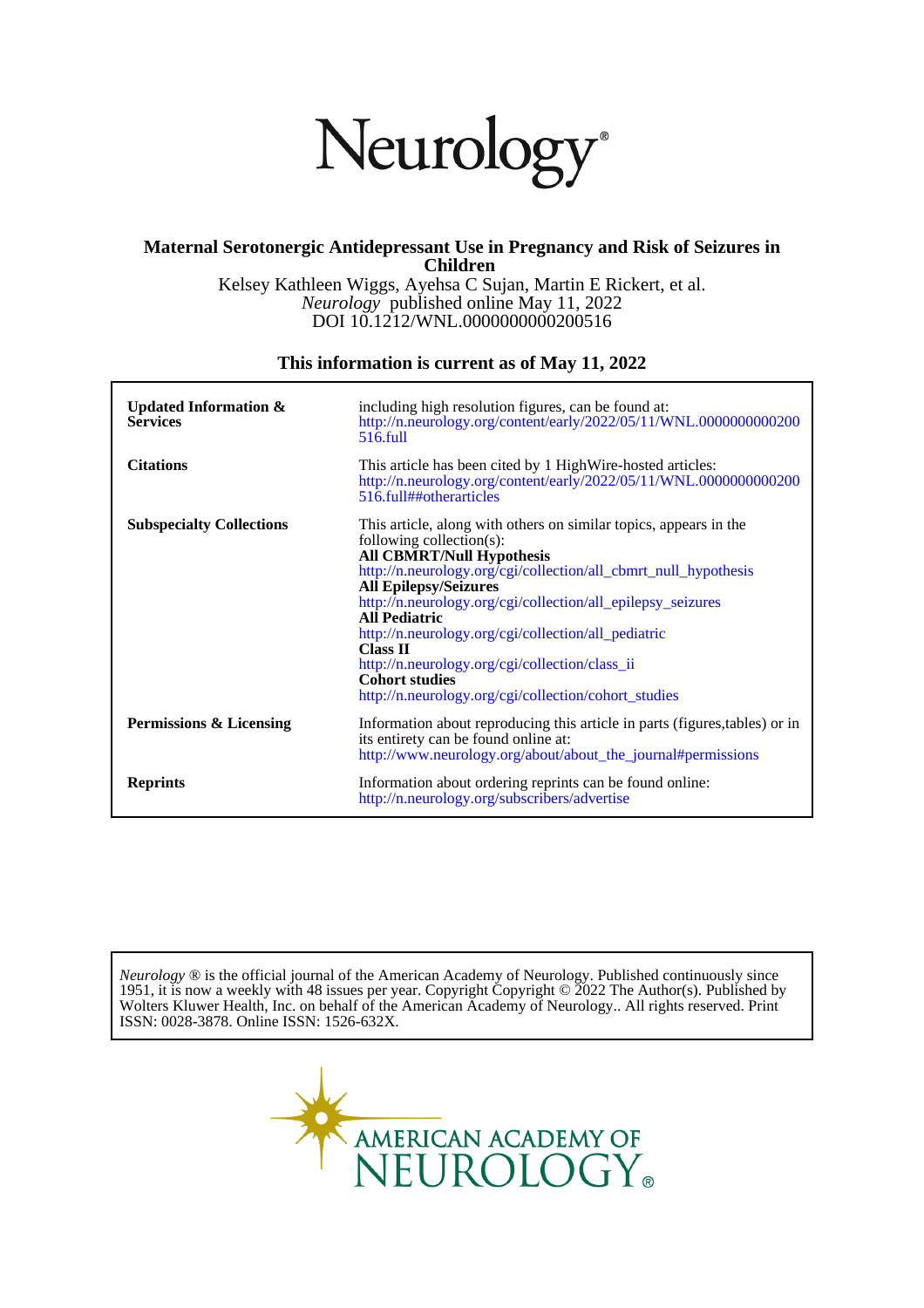# Neurology®

**Maternal Serotonergic Antidepressant Use in Pregnancy and Risk of Seizures in Children**

Kelsey Kathleen Wiggs, Ayehsa C Sujan, Martin E Rickert, et al.

*Neurology* published online May 11, 2022

DOI 10.1212/WNL.0000000000200516

**This information is current as of May 11, 2022**

| | |
|---|---|
| **Updated Information & Services** | including high resolution figures, can be found at: http://n.neurology.org/content/early/2022/05/11/WNL.0000000000200516.full |
| **Citations** | This article has been cited by 1 HighWire-hosted articles: http://n.neurology.org/content/early/2022/05/11/WNL.0000000000200516.full##otherarticles |
| **Subspecialty Collections** | This article, along with others on similar topics, appears in the following collection(s): **All CBMRT/Null Hypothesis** http://n.neurology.org/cgi/collection/all_cbmrt_null_hypothesis **All Epilepsy/Seizures** http://n.neurology.org/cgi/collection/all_epilepsy_seizures **All Pediatric** http://n.neurology.org/cgi/collection/all_pediatric **Class II** http://n.neurology.org/cgi/collection/class_ii **Cohort studies** http://n.neurology.org/cgi/collection/cohort_studies |
| **Permissions & Licensing** | Information about reproducing this article in parts (figures,tables) or in its entirety can be found online at: http://www.neurology.org/about/about_the_journal#permissions |
| **Reprints** | Information about ordering reprints can be found online: http://n.neurology.org/subscribers/advertise |

*Neurology* ® is the official journal of the American Academy of Neurology. Published continuously since 1951, it is now a weekly with 48 issues per year. Copyright Copyright © 2022 The Author(s). Published by Wolters Kluwer Health, Inc. on behalf of the American Academy of Neurology.. All rights reserved. Print ISSN: 0028-3878. Online ISSN: 1526-632X.

AMERICAN ACADEMY OF NEUROLOGY®